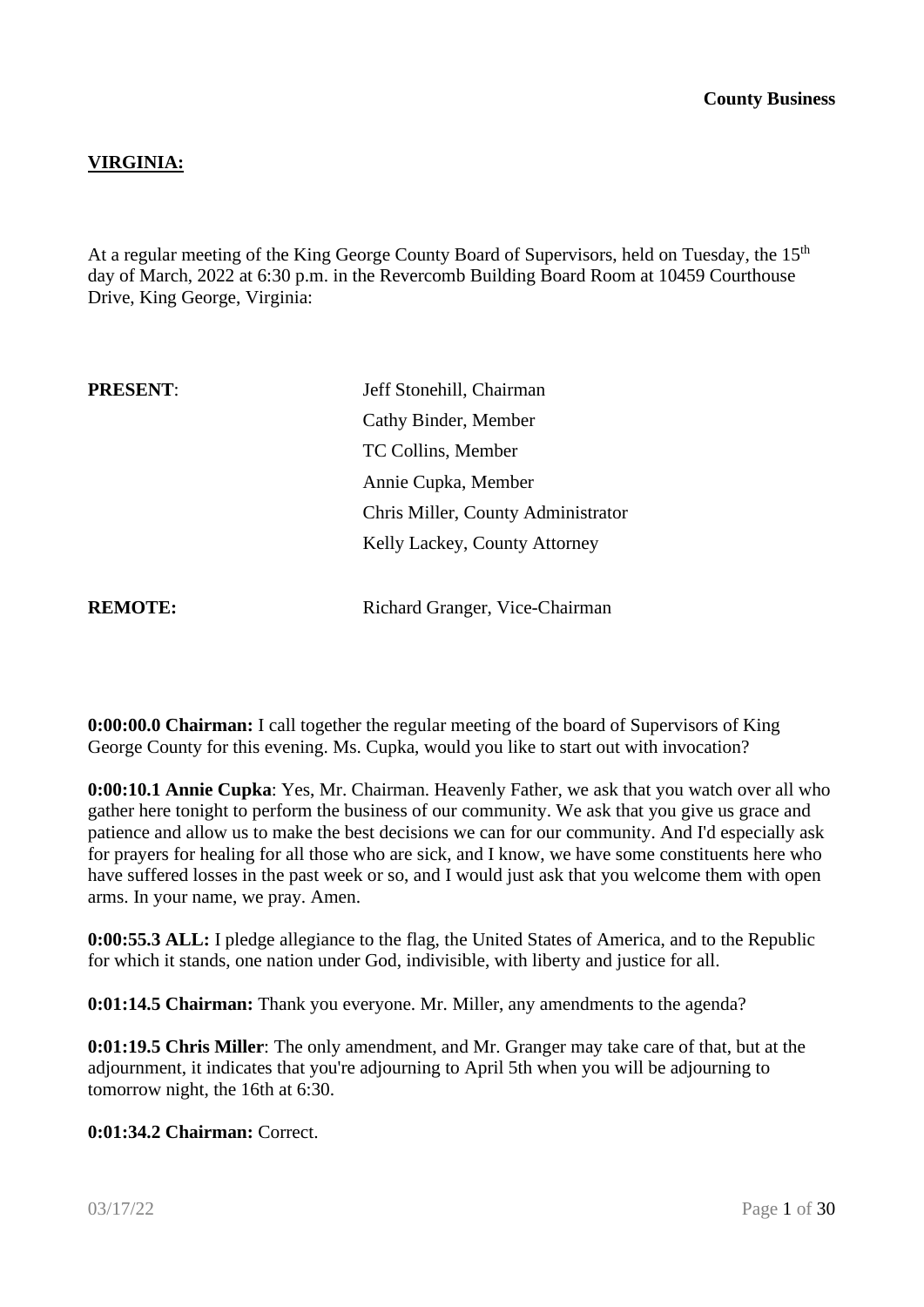**County Business**

**VIRGINIA:**

At a regular meeting of the King George County Board of Supervisors, held on Tuesday, the 15th day of March, 2022 at 6:30 p.m. in the Revercomb Building Board Room at 10459 Courthouse Drive, King George, Virginia:

| | |
|---|---|
| **PRESENT**: | Jeff Stonehill, Chairman |
| | Cathy Binder, Member |
| | TC Collins, Member |
| | Annie Cupka, Member |
| | Chris Miller, County Administrator |
| | Kelly Lackey, County Attorney |
| **REMOTE:** | Richard Granger, Vice-Chairman |

**0:00:00.0 Chairman:** I call together the regular meeting of the board of Supervisors of King George County for this evening. Ms. Cupka, would you like to start out with invocation?

**0:00:10.1 Annie Cupka**: Yes, Mr. Chairman. Heavenly Father, we ask that you watch over all who gather here tonight to perform the business of our community. We ask that you give us grace and patience and allow us to make the best decisions we can for our community. And I'd especially ask for prayers for healing for all those who are sick, and I know, we have some constituents here who have suffered losses in the past week or so, and I would just ask that you welcome them with open arms. In your name, we pray. Amen.

**0:00:55.3 ALL:** I pledge allegiance to the flag, the United States of America, and to the Republic for which it stands, one nation under God, indivisible, with liberty and justice for all.

**0:01:14.5 Chairman:** Thank you everyone. Mr. Miller, any amendments to the agenda?

**0:01:19.5 Chris Miller**: The only amendment, and Mr. Granger may take care of that, but at the adjournment, it indicates that you're adjourning to April 5th when you will be adjourning to tomorrow night, the 16th at 6:30.

**0:01:34.2 Chairman:** Correct.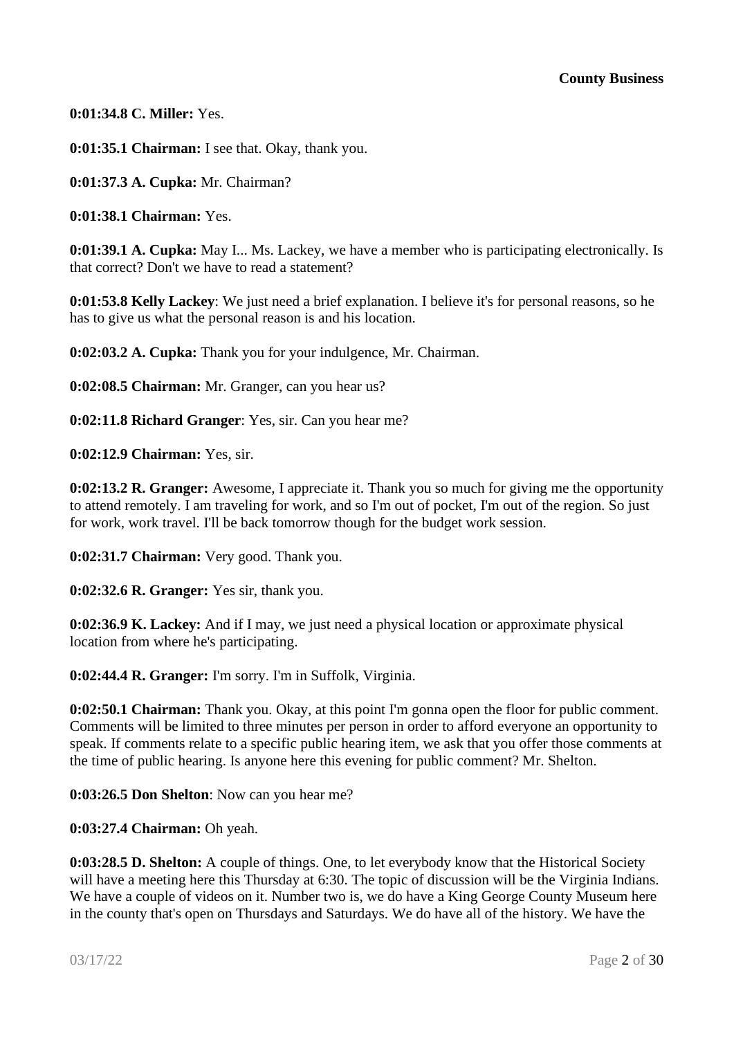**0:01:34.8 C. Miller:** Yes.

**0:01:35.1 Chairman:** I see that. Okay, thank you.

**0:01:37.3 A. Cupka:** Mr. Chairman?

**0:01:38.1 Chairman:** Yes.

**0:01:39.1 A. Cupka:** May I... Ms. Lackey, we have a member who is participating electronically. Is that correct? Don't we have to read a statement?

**0:01:53.8 Kelly Lackey**: We just need a brief explanation. I believe it's for personal reasons, so he has to give us what the personal reason is and his location.

**0:02:03.2 A. Cupka:** Thank you for your indulgence, Mr. Chairman.

**0:02:08.5 Chairman:** Mr. Granger, can you hear us?

**0:02:11.8 Richard Granger**: Yes, sir. Can you hear me?

**0:02:12.9 Chairman:** Yes, sir.

**0:02:13.2 R. Granger:** Awesome, I appreciate it. Thank you so much for giving me the opportunity to attend remotely. I am traveling for work, and so I'm out of pocket, I'm out of the region. So just for work, work travel. I'll be back tomorrow though for the budget work session.

**0:02:31.7 Chairman:** Very good. Thank you.

**0:02:32.6 R. Granger:** Yes sir, thank you.

**0:02:36.9 K. Lackey:** And if I may, we just need a physical location or approximate physical location from where he's participating.

**0:02:44.4 R. Granger:** I'm sorry. I'm in Suffolk, Virginia.

**0:02:50.1 Chairman:** Thank you. Okay, at this point I'm gonna open the floor for public comment. Comments will be limited to three minutes per person in order to afford everyone an opportunity to speak. If comments relate to a specific public hearing item, we ask that you offer those comments at the time of public hearing. Is anyone here this evening for public comment? Mr. Shelton.

**0:03:26.5 Don Shelton**: Now can you hear me?

**0:03:27.4 Chairman:** Oh yeah.

**0:03:28.5 D. Shelton:** A couple of things. One, to let everybody know that the Historical Society will have a meeting here this Thursday at 6:30. The topic of discussion will be the Virginia Indians. We have a couple of videos on it. Number two is, we do have a King George County Museum here in the county that's open on Thursdays and Saturdays. We do have all of the history. We have the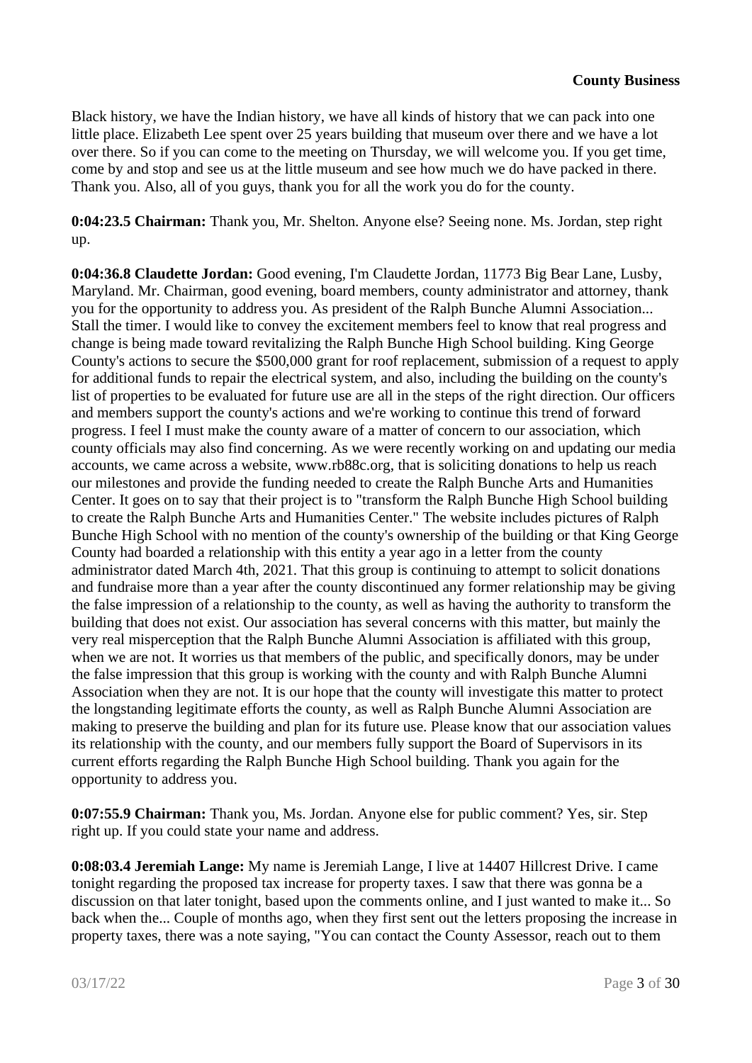Black history, we have the Indian history, we have all kinds of history that we can pack into one little place. Elizabeth Lee spent over 25 years building that museum over there and we have a lot over there. So if you can come to the meeting on Thursday, we will welcome you. If you get time, come by and stop and see us at the little museum and see how much we do have packed in there. Thank you. Also, all of you guys, thank you for all the work you do for the county.

**0:04:23.5 Chairman:** Thank you, Mr. Shelton. Anyone else? Seeing none. Ms. Jordan, step right up.

**0:04:36.8 Claudette Jordan:** Good evening, I'm Claudette Jordan, 11773 Big Bear Lane, Lusby, Maryland. Mr. Chairman, good evening, board members, county administrator and attorney, thank you for the opportunity to address you. As president of the Ralph Bunche Alumni Association... Stall the timer. I would like to convey the excitement members feel to know that real progress and change is being made toward revitalizing the Ralph Bunche High School building. King George County's actions to secure the $500,000 grant for roof replacement, submission of a request to apply for additional funds to repair the electrical system, and also, including the building on the county's list of properties to be evaluated for future use are all in the steps of the right direction. Our officers and members support the county's actions and we're working to continue this trend of forward progress. I feel I must make the county aware of a matter of concern to our association, which county officials may also find concerning. As we were recently working on and updating our media accounts, we came across a website, www.rb88c.org, that is soliciting donations to help us reach our milestones and provide the funding needed to create the Ralph Bunche Arts and Humanities Center. It goes on to say that their project is to "transform the Ralph Bunche High School building to create the Ralph Bunche Arts and Humanities Center." The website includes pictures of Ralph Bunche High School with no mention of the county's ownership of the building or that King George County had boarded a relationship with this entity a year ago in a letter from the county administrator dated March 4th, 2021. That this group is continuing to attempt to solicit donations and fundraise more than a year after the county discontinued any former relationship may be giving the false impression of a relationship to the county, as well as having the authority to transform the building that does not exist. Our association has several concerns with this matter, but mainly the very real misperception that the Ralph Bunche Alumni Association is affiliated with this group, when we are not. It worries us that members of the public, and specifically donors, may be under the false impression that this group is working with the county and with Ralph Bunche Alumni Association when they are not. It is our hope that the county will investigate this matter to protect the longstanding legitimate efforts the county, as well as Ralph Bunche Alumni Association are making to preserve the building and plan for its future use. Please know that our association values its relationship with the county, and our members fully support the Board of Supervisors in its current efforts regarding the Ralph Bunche High School building. Thank you again for the opportunity to address you.

**0:07:55.9 Chairman:** Thank you, Ms. Jordan. Anyone else for public comment? Yes, sir. Step right up. If you could state your name and address.

**0:08:03.4 Jeremiah Lange:** My name is Jeremiah Lange, I live at 14407 Hillcrest Drive. I came tonight regarding the proposed tax increase for property taxes. I saw that there was gonna be a discussion on that later tonight, based upon the comments online, and I just wanted to make it... So back when the... Couple of months ago, when they first sent out the letters proposing the increase in property taxes, there was a note saying, "You can contact the County Assessor, reach out to them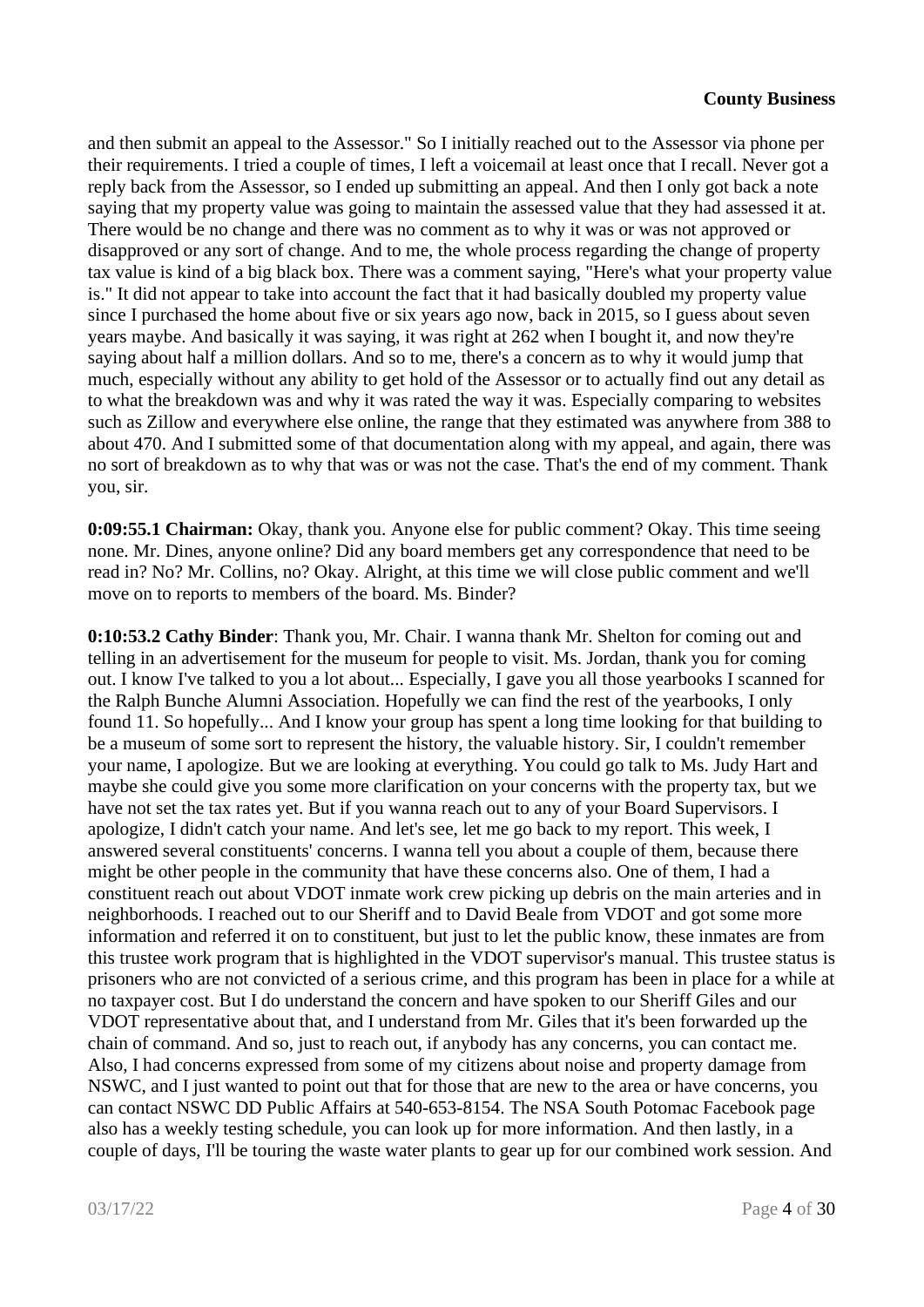and then submit an appeal to the Assessor." So I initially reached out to the Assessor via phone per their requirements. I tried a couple of times, I left a voicemail at least once that I recall. Never got a reply back from the Assessor, so I ended up submitting an appeal. And then I only got back a note saying that my property value was going to maintain the assessed value that they had assessed it at. There would be no change and there was no comment as to why it was or was not approved or disapproved or any sort of change. And to me, the whole process regarding the change of property tax value is kind of a big black box. There was a comment saying, "Here's what your property value is." It did not appear to take into account the fact that it had basically doubled my property value since I purchased the home about five or six years ago now, back in 2015, so I guess about seven years maybe. And basically it was saying, it was right at 262 when I bought it, and now they're saying about half a million dollars. And so to me, there's a concern as to why it would jump that much, especially without any ability to get hold of the Assessor or to actually find out any detail as to what the breakdown was and why it was rated the way it was. Especially comparing to websites such as Zillow and everywhere else online, the range that they estimated was anywhere from 388 to about 470. And I submitted some of that documentation along with my appeal, and again, there was no sort of breakdown as to why that was or was not the case. That's the end of my comment. Thank you, sir.

**0:09:55.1 Chairman:** Okay, thank you. Anyone else for public comment? Okay. This time seeing none. Mr. Dines, anyone online? Did any board members get any correspondence that need to be read in? No? Mr. Collins, no? Okay. Alright, at this time we will close public comment and we'll move on to reports to members of the board. Ms. Binder?

**0:10:53.2 Cathy Binder**: Thank you, Mr. Chair. I wanna thank Mr. Shelton for coming out and telling in an advertisement for the museum for people to visit. Ms. Jordan, thank you for coming out. I know I've talked to you a lot about... Especially, I gave you all those yearbooks I scanned for the Ralph Bunche Alumni Association. Hopefully we can find the rest of the yearbooks, I only found 11. So hopefully... And I know your group has spent a long time looking for that building to be a museum of some sort to represent the history, the valuable history. Sir, I couldn't remember your name, I apologize. But we are looking at everything. You could go talk to Ms. Judy Hart and maybe she could give you some more clarification on your concerns with the property tax, but we have not set the tax rates yet. But if you wanna reach out to any of your Board Supervisors. I apologize, I didn't catch your name. And let's see, let me go back to my report. This week, I answered several constituents' concerns. I wanna tell you about a couple of them, because there might be other people in the community that have these concerns also. One of them, I had a constituent reach out about VDOT inmate work crew picking up debris on the main arteries and in neighborhoods. I reached out to our Sheriff and to David Beale from VDOT and got some more information and referred it on to constituent, but just to let the public know, these inmates are from this trustee work program that is highlighted in the VDOT supervisor's manual. This trustee status is prisoners who are not convicted of a serious crime, and this program has been in place for a while at no taxpayer cost. But I do understand the concern and have spoken to our Sheriff Giles and our VDOT representative about that, and I understand from Mr. Giles that it's been forwarded up the chain of command. And so, just to reach out, if anybody has any concerns, you can contact me. Also, I had concerns expressed from some of my citizens about noise and property damage from NSWC, and I just wanted to point out that for those that are new to the area or have concerns, you can contact NSWC DD Public Affairs at 540-653-8154. The NSA South Potomac Facebook page also has a weekly testing schedule, you can look up for more information. And then lastly, in a couple of days, I'll be touring the waste water plants to gear up for our combined work session. And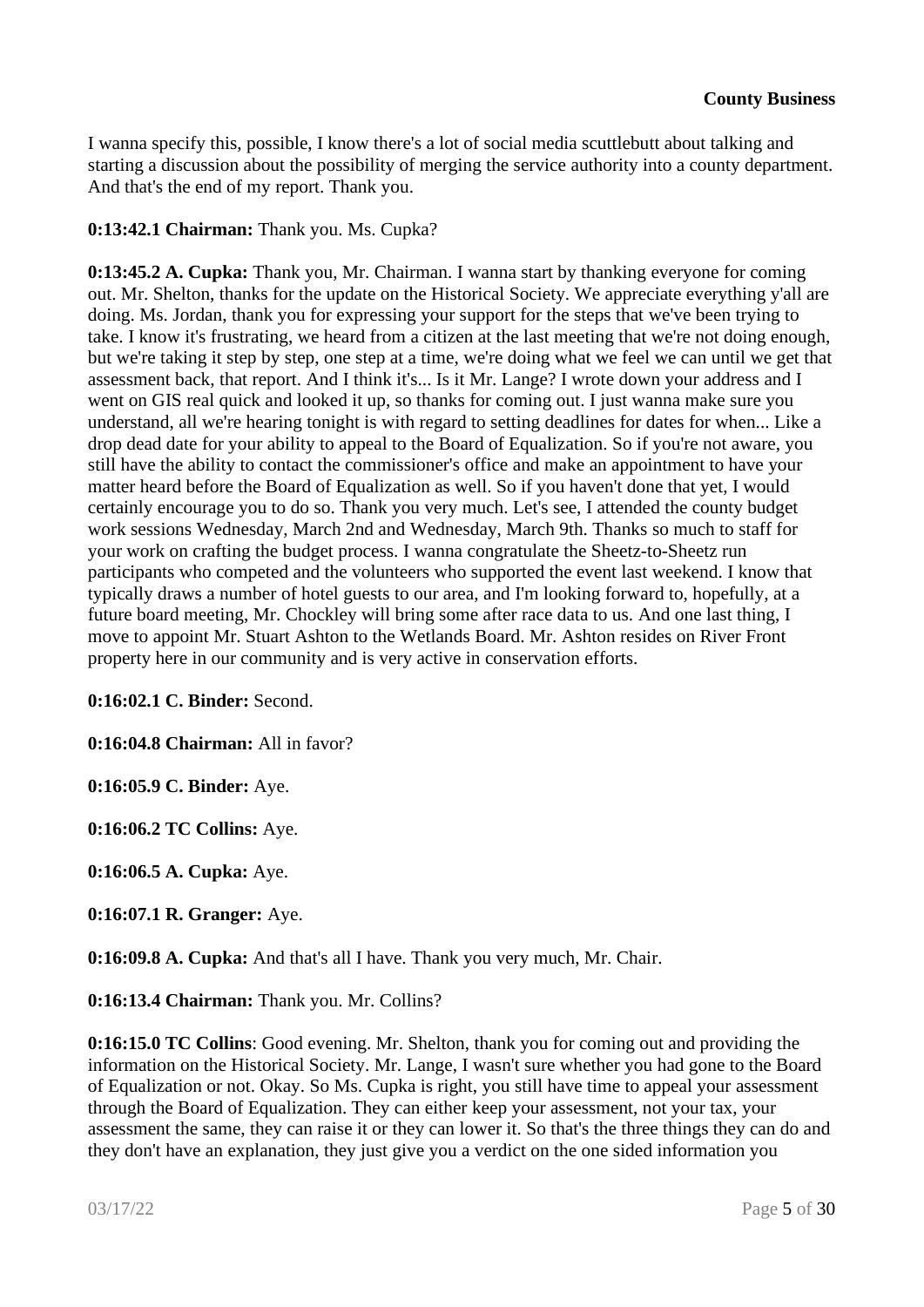I wanna specify this, possible, I know there's a lot of social media scuttlebutt about talking and starting a discussion about the possibility of merging the service authority into a county department. And that's the end of my report. Thank you.

**0:13:42.1 Chairman:** Thank you. Ms. Cupka?

**0:13:45.2 A. Cupka:** Thank you, Mr. Chairman. I wanna start by thanking everyone for coming out. Mr. Shelton, thanks for the update on the Historical Society. We appreciate everything y'all are doing. Ms. Jordan, thank you for expressing your support for the steps that we've been trying to take. I know it's frustrating, we heard from a citizen at the last meeting that we're not doing enough, but we're taking it step by step, one step at a time, we're doing what we feel we can until we get that assessment back, that report. And I think it's... Is it Mr. Lange? I wrote down your address and I went on GIS real quick and looked it up, so thanks for coming out. I just wanna make sure you understand, all we're hearing tonight is with regard to setting deadlines for dates for when... Like a drop dead date for your ability to appeal to the Board of Equalization. So if you're not aware, you still have the ability to contact the commissioner's office and make an appointment to have your matter heard before the Board of Equalization as well. So if you haven't done that yet, I would certainly encourage you to do so. Thank you very much. Let's see, I attended the county budget work sessions Wednesday, March 2nd and Wednesday, March 9th. Thanks so much to staff for your work on crafting the budget process. I wanna congratulate the Sheetz-to-Sheetz run participants who competed and the volunteers who supported the event last weekend. I know that typically draws a number of hotel guests to our area, and I'm looking forward to, hopefully, at a future board meeting, Mr. Chockley will bring some after race data to us. And one last thing, I move to appoint Mr. Stuart Ashton to the Wetlands Board. Mr. Ashton resides on River Front property here in our community and is very active in conservation efforts.

**0:16:02.1 C. Binder:** Second.

**0:16:04.8 Chairman:** All in favor?

**0:16:05.9 C. Binder:** Aye.

**0:16:06.2 TC Collins:** Aye.

**0:16:06.5 A. Cupka:** Aye.

**0:16:07.1 R. Granger:** Aye.

**0:16:09.8 A. Cupka:** And that's all I have. Thank you very much, Mr. Chair.

**0:16:13.4 Chairman:** Thank you. Mr. Collins?

**0:16:15.0 TC Collins**: Good evening. Mr. Shelton, thank you for coming out and providing the information on the Historical Society. Mr. Lange, I wasn't sure whether you had gone to the Board of Equalization or not. Okay. So Ms. Cupka is right, you still have time to appeal your assessment through the Board of Equalization. They can either keep your assessment, not your tax, your assessment the same, they can raise it or they can lower it. So that's the three things they can do and they don't have an explanation, they just give you a verdict on the one sided information you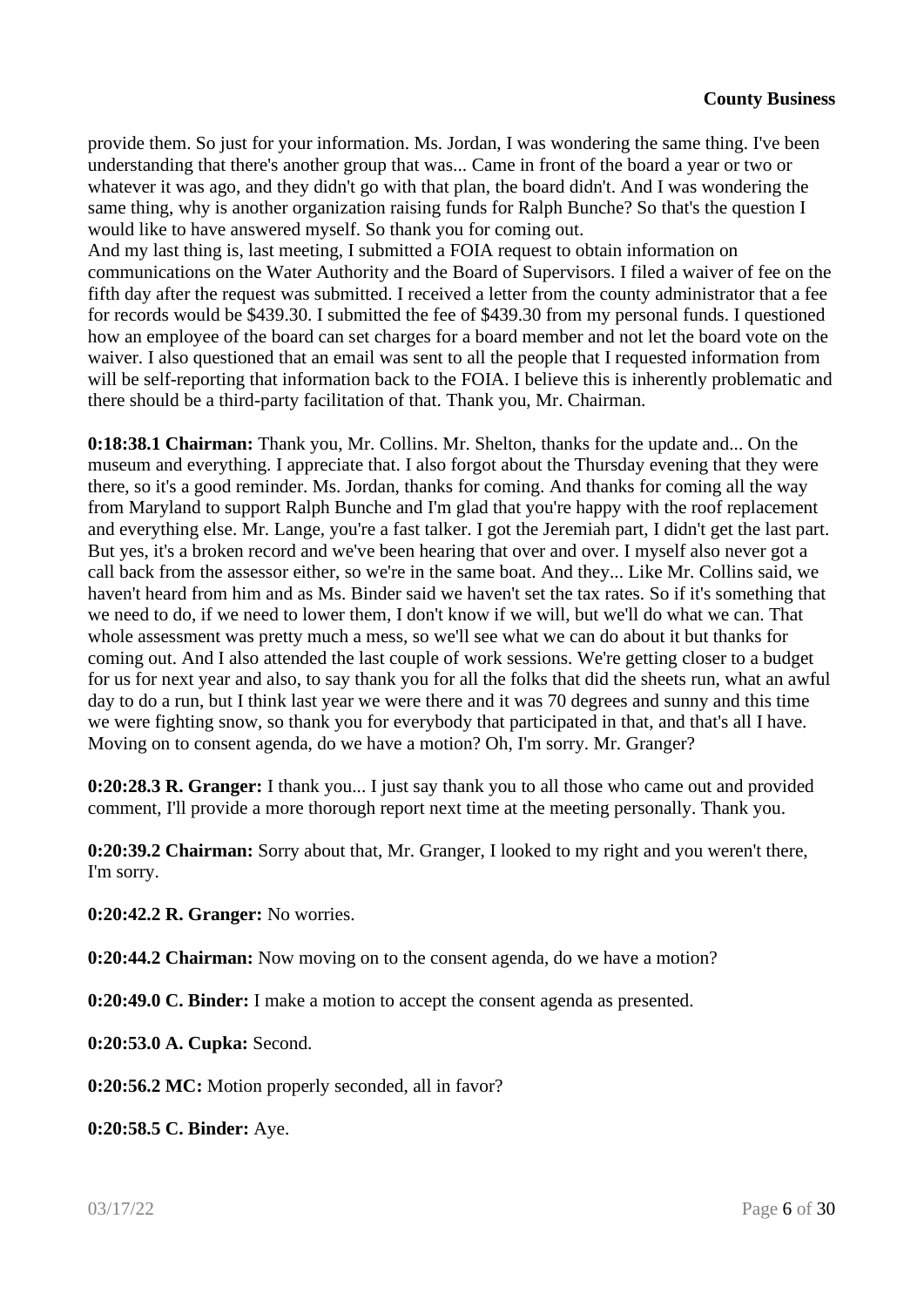provide them. So just for your information. Ms. Jordan, I was wondering the same thing. I've been understanding that there's another group that was... Came in front of the board a year or two or whatever it was ago, and they didn't go with that plan, the board didn't. And I was wondering the same thing, why is another organization raising funds for Ralph Bunche? So that's the question I would like to have answered myself. So thank you for coming out.
And my last thing is, last meeting, I submitted a FOIA request to obtain information on communications on the Water Authority and the Board of Supervisors. I filed a waiver of fee on the fifth day after the request was submitted. I received a letter from the county administrator that a fee for records would be $439.30. I submitted the fee of $439.30 from my personal funds. I questioned how an employee of the board can set charges for a board member and not let the board vote on the waiver. I also questioned that an email was sent to all the people that I requested information from will be self-reporting that information back to the FOIA. I believe this is inherently problematic and there should be a third-party facilitation of that. Thank you, Mr. Chairman.

**0:18:38.1 Chairman:** Thank you, Mr. Collins. Mr. Shelton, thanks for the update and... On the museum and everything. I appreciate that. I also forgot about the Thursday evening that they were there, so it's a good reminder. Ms. Jordan, thanks for coming. And thanks for coming all the way from Maryland to support Ralph Bunche and I'm glad that you're happy with the roof replacement and everything else. Mr. Lange, you're a fast talker. I got the Jeremiah part, I didn't get the last part. But yes, it's a broken record and we've been hearing that over and over. I myself also never got a call back from the assessor either, so we're in the same boat. And they... Like Mr. Collins said, we haven't heard from him and as Ms. Binder said we haven't set the tax rates. So if it's something that we need to do, if we need to lower them, I don't know if we will, but we'll do what we can. That whole assessment was pretty much a mess, so we'll see what we can do about it but thanks for coming out. And I also attended the last couple of work sessions. We're getting closer to a budget for us for next year and also, to say thank you for all the folks that did the sheets run, what an awful day to do a run, but I think last year we were there and it was 70 degrees and sunny and this time we were fighting snow, so thank you for everybody that participated in that, and that's all I have. Moving on to consent agenda, do we have a motion? Oh, I'm sorry. Mr. Granger?

**0:20:28.3 R. Granger:** I thank you... I just say thank you to all those who came out and provided comment, I'll provide a more thorough report next time at the meeting personally. Thank you.

**0:20:39.2 Chairman:** Sorry about that, Mr. Granger, I looked to my right and you weren't there, I'm sorry.

**0:20:42.2 R. Granger:** No worries.

**0:20:44.2 Chairman:** Now moving on to the consent agenda, do we have a motion?

**0:20:49.0 C. Binder:** I make a motion to accept the consent agenda as presented.

**0:20:53.0 A. Cupka:** Second.

**0:20:56.2 MC:** Motion properly seconded, all in favor?

**0:20:58.5 C. Binder:** Aye.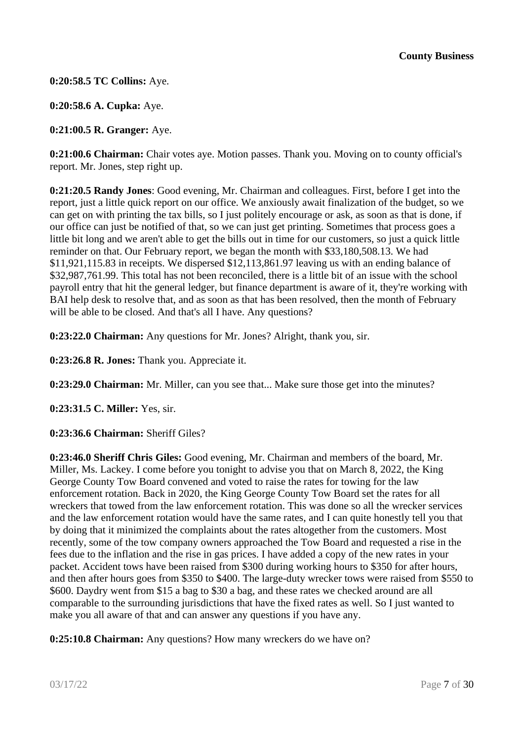**0:20:58.5 TC Collins:** Aye.

**0:20:58.6 A. Cupka:** Aye.

**0:21:00.5 R. Granger:** Aye.

**0:21:00.6 Chairman:** Chair votes aye. Motion passes. Thank you. Moving on to county official's report. Mr. Jones, step right up.

**0:21:20.5 Randy Jones**: Good evening, Mr. Chairman and colleagues. First, before I get into the report, just a little quick report on our office. We anxiously await finalization of the budget, so we can get on with printing the tax bills, so I just politely encourage or ask, as soon as that is done, if our office can just be notified of that, so we can just get printing. Sometimes that process goes a little bit long and we aren't able to get the bills out in time for our customers, so just a quick little reminder on that. Our February report, we began the month with $33,180,508.13. We had $11,921,115.83 in receipts. We dispersed $12,113,861.97 leaving us with an ending balance of $32,987,761.99. This total has not been reconciled, there is a little bit of an issue with the school payroll entry that hit the general ledger, but finance department is aware of it, they're working with BAI help desk to resolve that, and as soon as that has been resolved, then the month of February will be able to be closed. And that's all I have. Any questions?

**0:23:22.0 Chairman:** Any questions for Mr. Jones? Alright, thank you, sir.

**0:23:26.8 R. Jones:** Thank you. Appreciate it.

**0:23:29.0 Chairman:** Mr. Miller, can you see that... Make sure those get into the minutes?

**0:23:31.5 C. Miller:** Yes, sir.

**0:23:36.6 Chairman:** Sheriff Giles?

**0:23:46.0 Sheriff Chris Giles:** Good evening, Mr. Chairman and members of the board, Mr. Miller, Ms. Lackey. I come before you tonight to advise you that on March 8, 2022, the King George County Tow Board convened and voted to raise the rates for towing for the law enforcement rotation. Back in 2020, the King George County Tow Board set the rates for all wreckers that towed from the law enforcement rotation. This was done so all the wrecker services and the law enforcement rotation would have the same rates, and I can quite honestly tell you that by doing that it minimized the complaints about the rates altogether from the customers. Most recently, some of the tow company owners approached the Tow Board and requested a rise in the fees due to the inflation and the rise in gas prices. I have added a copy of the new rates in your packet. Accident tows have been raised from $300 during working hours to $350 for after hours, and then after hours goes from $350 to $400. The large-duty wrecker tows were raised from $550 to $600. Daydry went from $15 a bag to $30 a bag, and these rates we checked around are all comparable to the surrounding jurisdictions that have the fixed rates as well. So I just wanted to make you all aware of that and can answer any questions if you have any.

**0:25:10.8 Chairman:** Any questions? How many wreckers do we have on?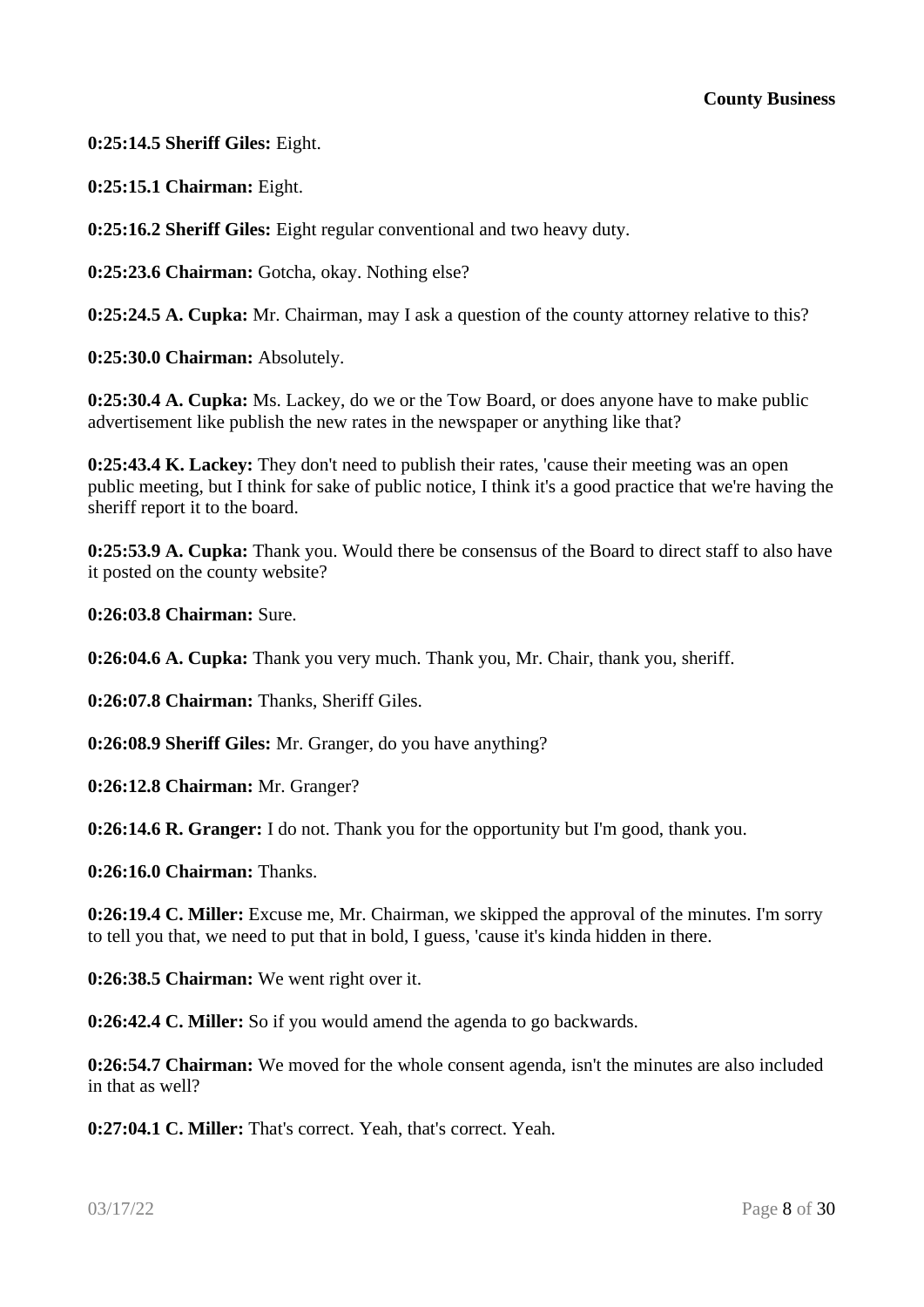**0:25:14.5 Sheriff Giles:** Eight.

**0:25:15.1 Chairman:** Eight.

**0:25:16.2 Sheriff Giles:** Eight regular conventional and two heavy duty.

**0:25:23.6 Chairman:** Gotcha, okay. Nothing else?

**0:25:24.5 A. Cupka:** Mr. Chairman, may I ask a question of the county attorney relative to this?

**0:25:30.0 Chairman:** Absolutely.

**0:25:30.4 A. Cupka:** Ms. Lackey, do we or the Tow Board, or does anyone have to make public advertisement like publish the new rates in the newspaper or anything like that?

**0:25:43.4 K. Lackey:** They don't need to publish their rates, 'cause their meeting was an open public meeting, but I think for sake of public notice, I think it's a good practice that we're having the sheriff report it to the board.

**0:25:53.9 A. Cupka:** Thank you. Would there be consensus of the Board to direct staff to also have it posted on the county website?

**0:26:03.8 Chairman:** Sure.

**0:26:04.6 A. Cupka:** Thank you very much. Thank you, Mr. Chair, thank you, sheriff.

**0:26:07.8 Chairman:** Thanks, Sheriff Giles.

**0:26:08.9 Sheriff Giles:** Mr. Granger, do you have anything?

**0:26:12.8 Chairman:** Mr. Granger?

**0:26:14.6 R. Granger:** I do not. Thank you for the opportunity but I'm good, thank you.

**0:26:16.0 Chairman:** Thanks.

**0:26:19.4 C. Miller:** Excuse me, Mr. Chairman, we skipped the approval of the minutes. I'm sorry to tell you that, we need to put that in bold, I guess, 'cause it's kinda hidden in there.

**0:26:38.5 Chairman:** We went right over it.

**0:26:42.4 C. Miller:** So if you would amend the agenda to go backwards.

**0:26:54.7 Chairman:** We moved for the whole consent agenda, isn't the minutes are also included in that as well?

**0:27:04.1 C. Miller:** That's correct. Yeah, that's correct. Yeah.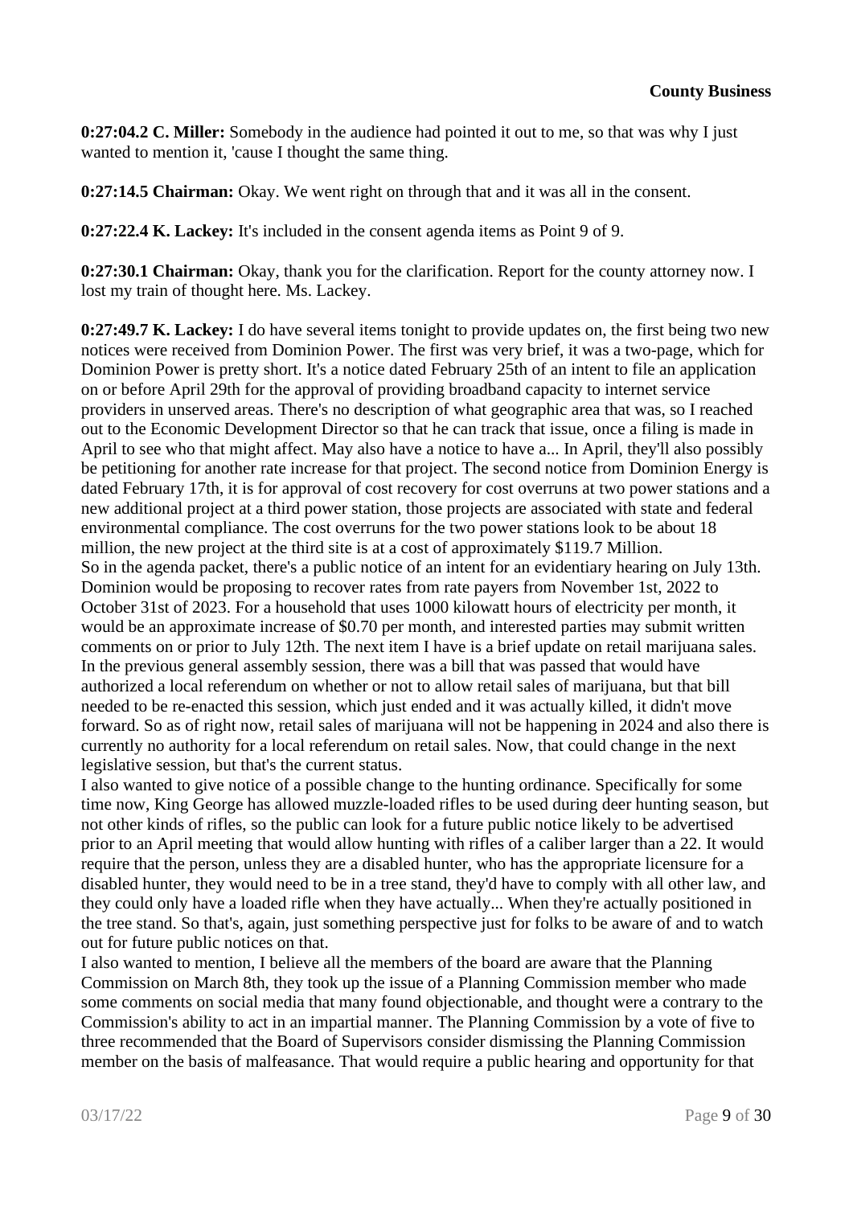**0:27:04.2 C. Miller:** Somebody in the audience had pointed it out to me, so that was why I just wanted to mention it, 'cause I thought the same thing.

**0:27:14.5 Chairman:** Okay. We went right on through that and it was all in the consent.

**0:27:22.4 K. Lackey:** It's included in the consent agenda items as Point 9 of 9.

**0:27:30.1 Chairman:** Okay, thank you for the clarification. Report for the county attorney now. I lost my train of thought here. Ms. Lackey.

**0:27:49.7 K. Lackey:** I do have several items tonight to provide updates on, the first being two new notices were received from Dominion Power. The first was very brief, it was a two-page, which for Dominion Power is pretty short. It's a notice dated February 25th of an intent to file an application on or before April 29th for the approval of providing broadband capacity to internet service providers in unserved areas. There's no description of what geographic area that was, so I reached out to the Economic Development Director so that he can track that issue, once a filing is made in April to see who that might affect. May also have a notice to have a... In April, they'll also possibly be petitioning for another rate increase for that project. The second notice from Dominion Energy is dated February 17th, it is for approval of cost recovery for cost overruns at two power stations and a new additional project at a third power station, those projects are associated with state and federal environmental compliance. The cost overruns for the two power stations look to be about 18 million, the new project at the third site is at a cost of approximately $119.7 Million.
So in the agenda packet, there's a public notice of an intent for an evidentiary hearing on July 13th. Dominion would be proposing to recover rates from rate payers from November 1st, 2022 to October 31st of 2023. For a household that uses 1000 kilowatt hours of electricity per month, it would be an approximate increase of $0.70 per month, and interested parties may submit written comments on or prior to July 12th. The next item I have is a brief update on retail marijuana sales. In the previous general assembly session, there was a bill that was passed that would have authorized a local referendum on whether or not to allow retail sales of marijuana, but that bill needed to be re-enacted this session, which just ended and it was actually killed, it didn't move forward. So as of right now, retail sales of marijuana will not be happening in 2024 and also there is currently no authority for a local referendum on retail sales. Now, that could change in the next legislative session, but that's the current status.
I also wanted to give notice of a possible change to the hunting ordinance. Specifically for some time now, King George has allowed muzzle-loaded rifles to be used during deer hunting season, but not other kinds of rifles, so the public can look for a future public notice likely to be advertised prior to an April meeting that would allow hunting with rifles of a caliber larger than a 22. It would require that the person, unless they are a disabled hunter, who has the appropriate licensure for a disabled hunter, they would need to be in a tree stand, they'd have to comply with all other law, and they could only have a loaded rifle when they have actually... When they're actually positioned in the tree stand. So that's, again, just something perspective just for folks to be aware of and to watch out for future public notices on that.
I also wanted to mention, I believe all the members of the board are aware that the Planning Commission on March 8th, they took up the issue of a Planning Commission member who made some comments on social media that many found objectionable, and thought were a contrary to the Commission's ability to act in an impartial manner. The Planning Commission by a vote of five to three recommended that the Board of Supervisors consider dismissing the Planning Commission member on the basis of malfeasance. That would require a public hearing and opportunity for that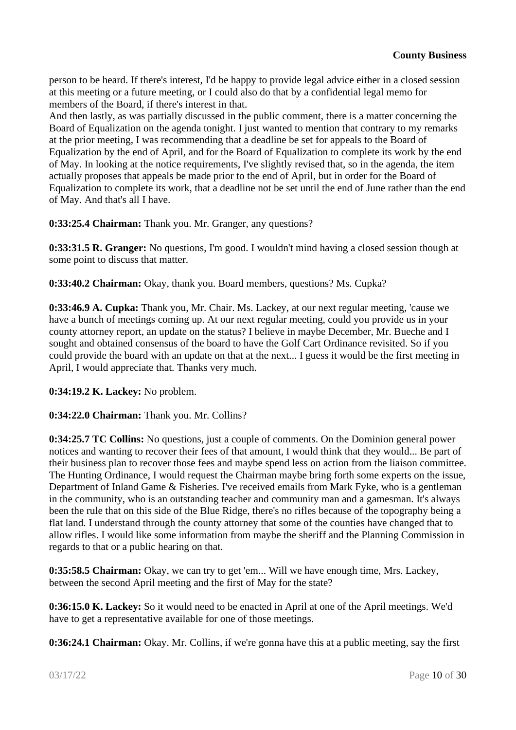person to be heard. If there's interest, I'd be happy to provide legal advice either in a closed session at this meeting or a future meeting, or I could also do that by a confidential legal memo for members of the Board, if there's interest in that.

And then lastly, as was partially discussed in the public comment, there is a matter concerning the Board of Equalization on the agenda tonight. I just wanted to mention that contrary to my remarks at the prior meeting, I was recommending that a deadline be set for appeals to the Board of Equalization by the end of April, and for the Board of Equalization to complete its work by the end of May. In looking at the notice requirements, I've slightly revised that, so in the agenda, the item actually proposes that appeals be made prior to the end of April, but in order for the Board of Equalization to complete its work, that a deadline not be set until the end of June rather than the end of May. And that's all I have.

**0:33:25.4 Chairman:** Thank you. Mr. Granger, any questions?

**0:33:31.5 R. Granger:** No questions, I'm good. I wouldn't mind having a closed session though at some point to discuss that matter.

**0:33:40.2 Chairman:** Okay, thank you. Board members, questions? Ms. Cupka?

**0:33:46.9 A. Cupka:** Thank you, Mr. Chair. Ms. Lackey, at our next regular meeting, 'cause we have a bunch of meetings coming up. At our next regular meeting, could you provide us in your county attorney report, an update on the status? I believe in maybe December, Mr. Bueche and I sought and obtained consensus of the board to have the Golf Cart Ordinance revisited. So if you could provide the board with an update on that at the next... I guess it would be the first meeting in April, I would appreciate that. Thanks very much.

**0:34:19.2 K. Lackey:** No problem.

**0:34:22.0 Chairman:** Thank you. Mr. Collins?

**0:34:25.7 TC Collins:** No questions, just a couple of comments. On the Dominion general power notices and wanting to recover their fees of that amount, I would think that they would... Be part of their business plan to recover those fees and maybe spend less on action from the liaison committee. The Hunting Ordinance, I would request the Chairman maybe bring forth some experts on the issue, Department of Inland Game & Fisheries. I've received emails from Mark Fyke, who is a gentleman in the community, who is an outstanding teacher and community man and a gamesman. It's always been the rule that on this side of the Blue Ridge, there's no rifles because of the topography being a flat land. I understand through the county attorney that some of the counties have changed that to allow rifles. I would like some information from maybe the sheriff and the Planning Commission in regards to that or a public hearing on that.

**0:35:58.5 Chairman:** Okay, we can try to get 'em... Will we have enough time, Mrs. Lackey, between the second April meeting and the first of May for the state?

**0:36:15.0 K. Lackey:** So it would need to be enacted in April at one of the April meetings. We'd have to get a representative available for one of those meetings.

**0:36:24.1 Chairman:** Okay. Mr. Collins, if we're gonna have this at a public meeting, say the first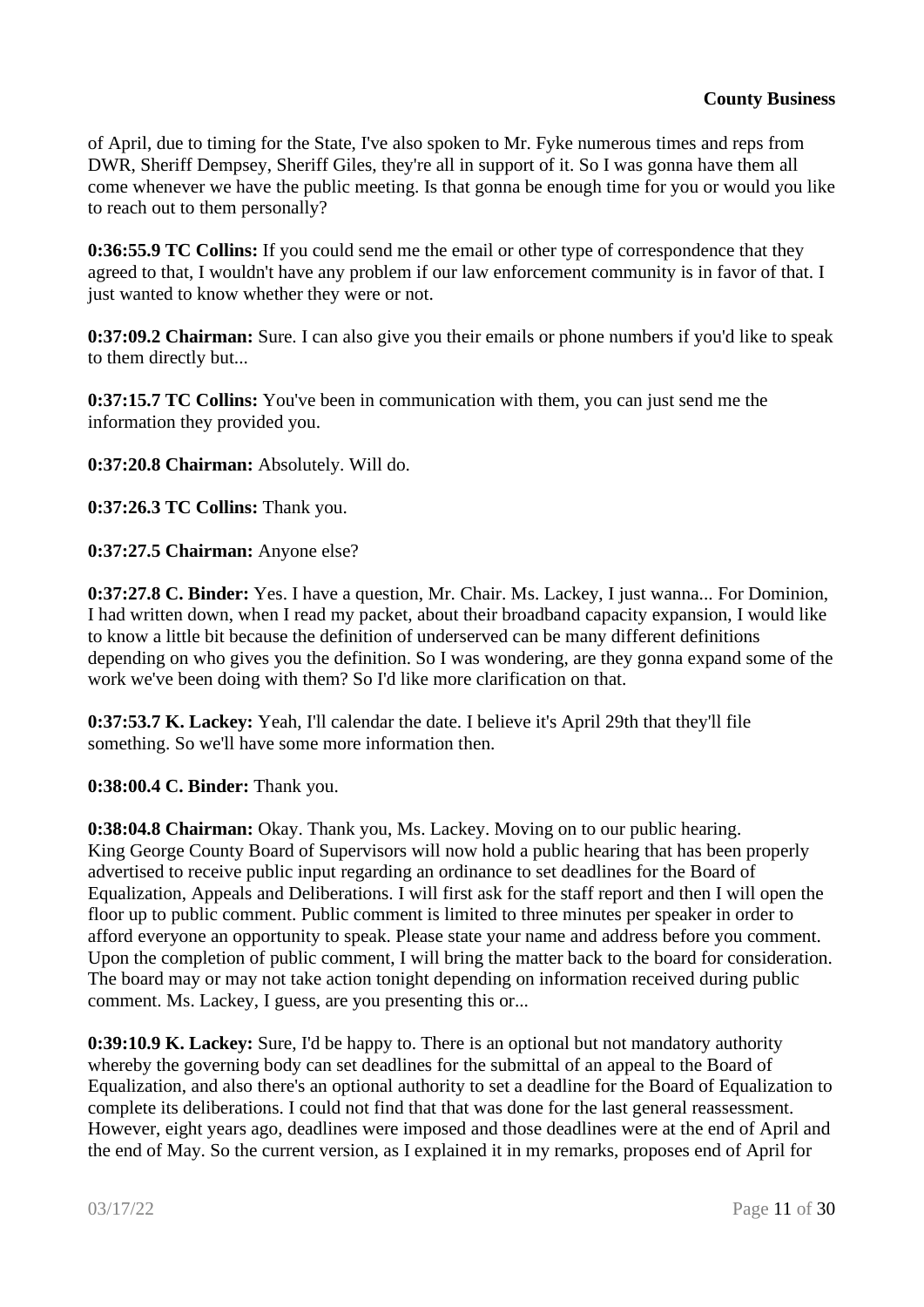of April, due to timing for the State, I've also spoken to Mr. Fyke numerous times and reps from DWR, Sheriff Dempsey, Sheriff Giles, they're all in support of it. So I was gonna have them all come whenever we have the public meeting. Is that gonna be enough time for you or would you like to reach out to them personally?

**0:36:55.9 TC Collins:** If you could send me the email or other type of correspondence that they agreed to that, I wouldn't have any problem if our law enforcement community is in favor of that. I just wanted to know whether they were or not.

**0:37:09.2 Chairman:** Sure. I can also give you their emails or phone numbers if you'd like to speak to them directly but...

**0:37:15.7 TC Collins:** You've been in communication with them, you can just send me the information they provided you.

**0:37:20.8 Chairman:** Absolutely. Will do.

**0:37:26.3 TC Collins:** Thank you.

**0:37:27.5 Chairman:** Anyone else?

**0:37:27.8 C. Binder:** Yes. I have a question, Mr. Chair. Ms. Lackey, I just wanna... For Dominion, I had written down, when I read my packet, about their broadband capacity expansion, I would like to know a little bit because the definition of underserved can be many different definitions depending on who gives you the definition. So I was wondering, are they gonna expand some of the work we've been doing with them? So I'd like more clarification on that.

**0:37:53.7 K. Lackey:** Yeah, I'll calendar the date. I believe it's April 29th that they'll file something. So we'll have some more information then.

**0:38:00.4 C. Binder:** Thank you.

**0:38:04.8 Chairman:** Okay. Thank you, Ms. Lackey. Moving on to our public hearing. King George County Board of Supervisors will now hold a public hearing that has been properly advertised to receive public input regarding an ordinance to set deadlines for the Board of Equalization, Appeals and Deliberations. I will first ask for the staff report and then I will open the floor up to public comment. Public comment is limited to three minutes per speaker in order to afford everyone an opportunity to speak. Please state your name and address before you comment. Upon the completion of public comment, I will bring the matter back to the board for consideration. The board may or may not take action tonight depending on information received during public comment. Ms. Lackey, I guess, are you presenting this or...

**0:39:10.9 K. Lackey:** Sure, I'd be happy to. There is an optional but not mandatory authority whereby the governing body can set deadlines for the submittal of an appeal to the Board of Equalization, and also there's an optional authority to set a deadline for the Board of Equalization to complete its deliberations. I could not find that that was done for the last general reassessment. However, eight years ago, deadlines were imposed and those deadlines were at the end of April and the end of May. So the current version, as I explained it in my remarks, proposes end of April for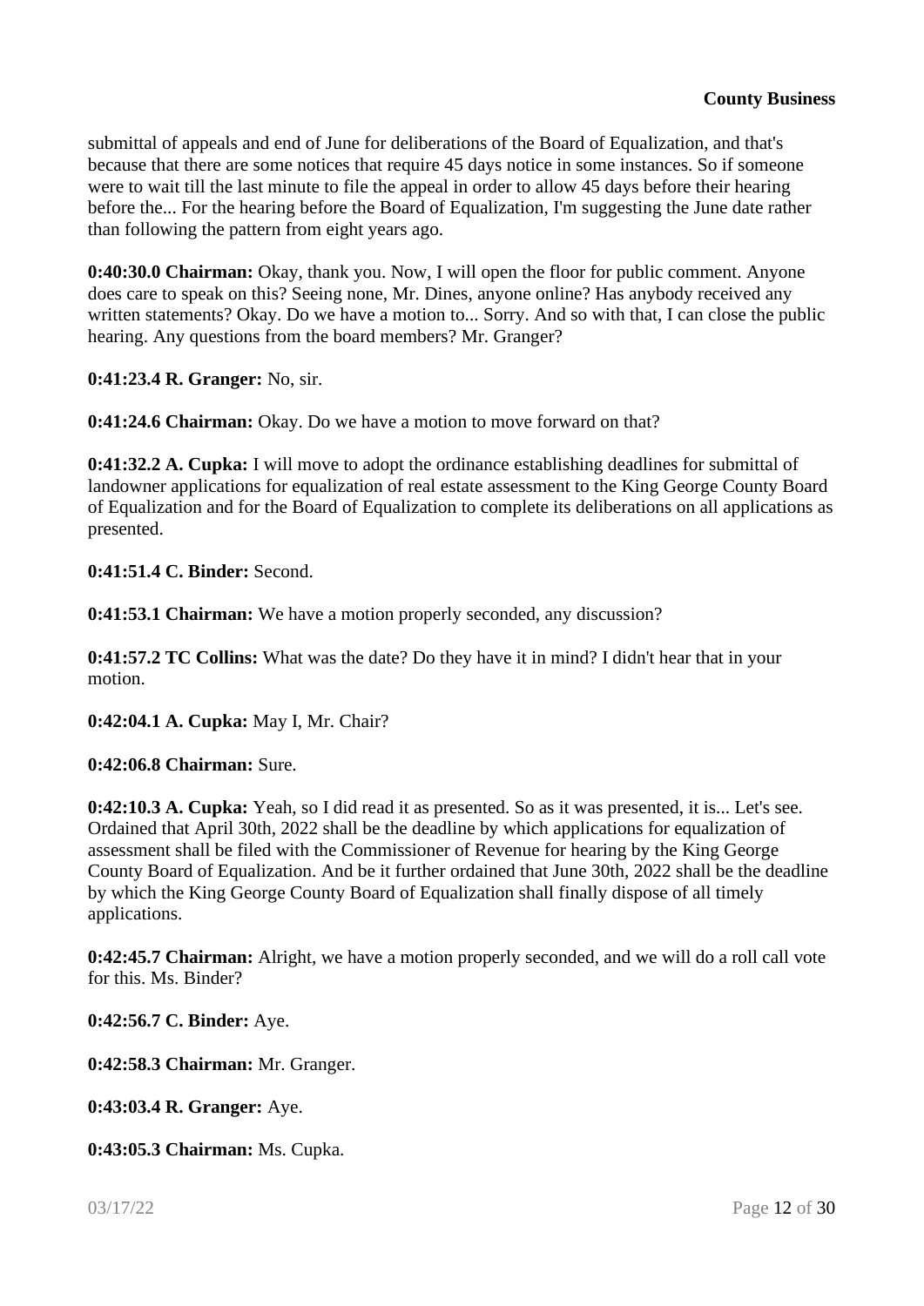submittal of appeals and end of June for deliberations of the Board of Equalization, and that's because that there are some notices that require 45 days notice in some instances. So if someone were to wait till the last minute to file the appeal in order to allow 45 days before their hearing before the... For the hearing before the Board of Equalization, I'm suggesting the June date rather than following the pattern from eight years ago.

**0:40:30.0 Chairman:** Okay, thank you. Now, I will open the floor for public comment. Anyone does care to speak on this? Seeing none, Mr. Dines, anyone online? Has anybody received any written statements? Okay. Do we have a motion to... Sorry. And so with that, I can close the public hearing. Any questions from the board members? Mr. Granger?

**0:41:23.4 R. Granger:** No, sir.

**0:41:24.6 Chairman:** Okay. Do we have a motion to move forward on that?

**0:41:32.2 A. Cupka:** I will move to adopt the ordinance establishing deadlines for submittal of landowner applications for equalization of real estate assessment to the King George County Board of Equalization and for the Board of Equalization to complete its deliberations on all applications as presented.

**0:41:51.4 C. Binder:** Second.

**0:41:53.1 Chairman:** We have a motion properly seconded, any discussion?

**0:41:57.2 TC Collins:** What was the date? Do they have it in mind? I didn't hear that in your motion.

**0:42:04.1 A. Cupka:** May I, Mr. Chair?

**0:42:06.8 Chairman:** Sure.

**0:42:10.3 A. Cupka:** Yeah, so I did read it as presented. So as it was presented, it is... Let's see. Ordained that April 30th, 2022 shall be the deadline by which applications for equalization of assessment shall be filed with the Commissioner of Revenue for hearing by the King George County Board of Equalization. And be it further ordained that June 30th, 2022 shall be the deadline by which the King George County Board of Equalization shall finally dispose of all timely applications.

**0:42:45.7 Chairman:** Alright, we have a motion properly seconded, and we will do a roll call vote for this. Ms. Binder?

**0:42:56.7 C. Binder:** Aye.

**0:42:58.3 Chairman:** Mr. Granger.

**0:43:03.4 R. Granger:** Aye.

**0:43:05.3 Chairman:** Ms. Cupka.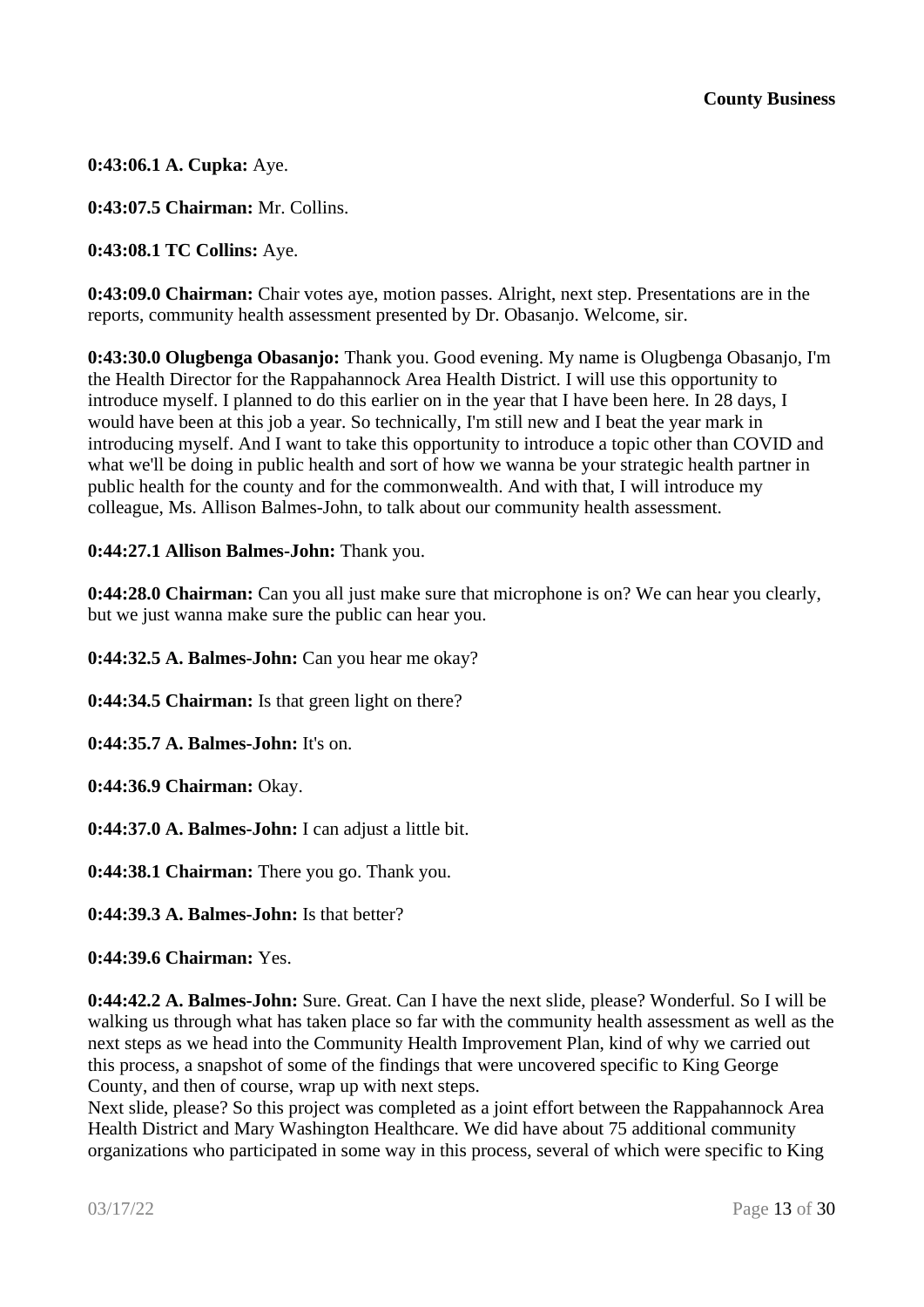**0:43:06.1 A. Cupka:** Aye.

**0:43:07.5 Chairman:** Mr. Collins.

**0:43:08.1 TC Collins:** Aye.

**0:43:09.0 Chairman:** Chair votes aye, motion passes. Alright, next step. Presentations are in the reports, community health assessment presented by Dr. Obasanjo. Welcome, sir.

**0:43:30.0 Olugbenga Obasanjo:** Thank you. Good evening. My name is Olugbenga Obasanjo, I'm the Health Director for the Rappahannock Area Health District. I will use this opportunity to introduce myself. I planned to do this earlier on in the year that I have been here. In 28 days, I would have been at this job a year. So technically, I'm still new and I beat the year mark in introducing myself. And I want to take this opportunity to introduce a topic other than COVID and what we'll be doing in public health and sort of how we wanna be your strategic health partner in public health for the county and for the commonwealth. And with that, I will introduce my colleague, Ms. Allison Balmes-John, to talk about our community health assessment.

**0:44:27.1 Allison Balmes-John:** Thank you.

**0:44:28.0 Chairman:** Can you all just make sure that microphone is on? We can hear you clearly, but we just wanna make sure the public can hear you.

**0:44:32.5 A. Balmes-John:** Can you hear me okay?

**0:44:34.5 Chairman:** Is that green light on there?

**0:44:35.7 A. Balmes-John:** It's on.

**0:44:36.9 Chairman:** Okay.

**0:44:37.0 A. Balmes-John:** I can adjust a little bit.

**0:44:38.1 Chairman:** There you go. Thank you.

**0:44:39.3 A. Balmes-John:** Is that better?

**0:44:39.6 Chairman:** Yes.

**0:44:42.2 A. Balmes-John:** Sure. Great. Can I have the next slide, please? Wonderful. So I will be walking us through what has taken place so far with the community health assessment as well as the next steps as we head into the Community Health Improvement Plan, kind of why we carried out this process, a snapshot of some of the findings that were uncovered specific to King George County, and then of course, wrap up with next steps.
Next slide, please? So this project was completed as a joint effort between the Rappahannock Area Health District and Mary Washington Healthcare. We did have about 75 additional community organizations who participated in some way in this process, several of which were specific to King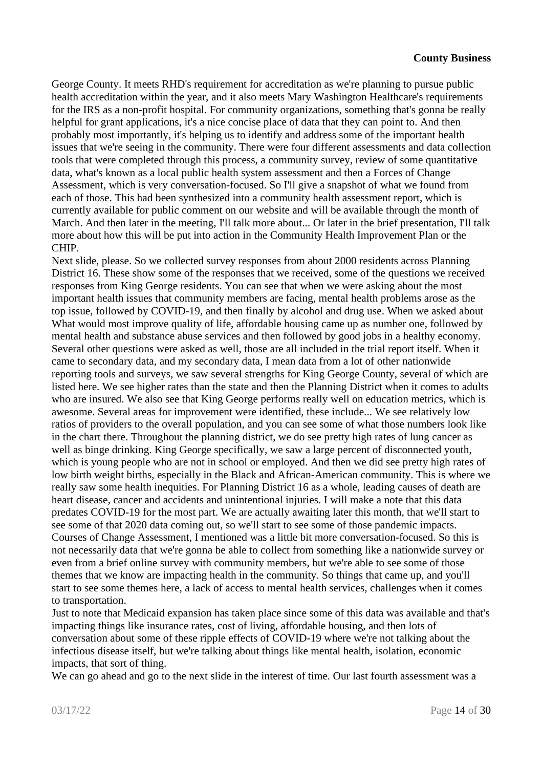George County. It meets RHD's requirement for accreditation as we're planning to pursue public health accreditation within the year, and it also meets Mary Washington Healthcare's requirements for the IRS as a non-profit hospital. For community organizations, something that's gonna be really helpful for grant applications, it's a nice concise place of data that they can point to. And then probably most importantly, it's helping us to identify and address some of the important health issues that we're seeing in the community. There were four different assessments and data collection tools that were completed through this process, a community survey, review of some quantitative data, what's known as a local public health system assessment and then a Forces of Change Assessment, which is very conversation-focused. So I'll give a snapshot of what we found from each of those. This had been synthesized into a community health assessment report, which is currently available for public comment on our website and will be available through the month of March. And then later in the meeting, I'll talk more about... Or later in the brief presentation, I'll talk more about how this will be put into action in the Community Health Improvement Plan or the CHIP.

Next slide, please. So we collected survey responses from about 2000 residents across Planning District 16. These show some of the responses that we received, some of the questions we received responses from King George residents. You can see that when we were asking about the most important health issues that community members are facing, mental health problems arose as the top issue, followed by COVID-19, and then finally by alcohol and drug use. When we asked about What would most improve quality of life, affordable housing came up as number one, followed by mental health and substance abuse services and then followed by good jobs in a healthy economy. Several other questions were asked as well, those are all included in the trial report itself. When it came to secondary data, and my secondary data, I mean data from a lot of other nationwide reporting tools and surveys, we saw several strengths for King George County, several of which are listed here. We see higher rates than the state and then the Planning District when it comes to adults who are insured. We also see that King George performs really well on education metrics, which is awesome. Several areas for improvement were identified, these include... We see relatively low ratios of providers to the overall population, and you can see some of what those numbers look like in the chart there. Throughout the planning district, we do see pretty high rates of lung cancer as well as binge drinking. King George specifically, we saw a large percent of disconnected youth, which is young people who are not in school or employed. And then we did see pretty high rates of low birth weight births, especially in the Black and African-American community. This is where we really saw some health inequities. For Planning District 16 as a whole, leading causes of death are heart disease, cancer and accidents and unintentional injuries. I will make a note that this data predates COVID-19 for the most part. We are actually awaiting later this month, that we'll start to see some of that 2020 data coming out, so we'll start to see some of those pandemic impacts. Courses of Change Assessment, I mentioned was a little bit more conversation-focused. So this is not necessarily data that we're gonna be able to collect from something like a nationwide survey or even from a brief online survey with community members, but we're able to see some of those themes that we know are impacting health in the community. So things that came up, and you'll start to see some themes here, a lack of access to mental health services, challenges when it comes to transportation.

Just to note that Medicaid expansion has taken place since some of this data was available and that's impacting things like insurance rates, cost of living, affordable housing, and then lots of conversation about some of these ripple effects of COVID-19 where we're not talking about the infectious disease itself, but we're talking about things like mental health, isolation, economic impacts, that sort of thing.

We can go ahead and go to the next slide in the interest of time. Our last fourth assessment was a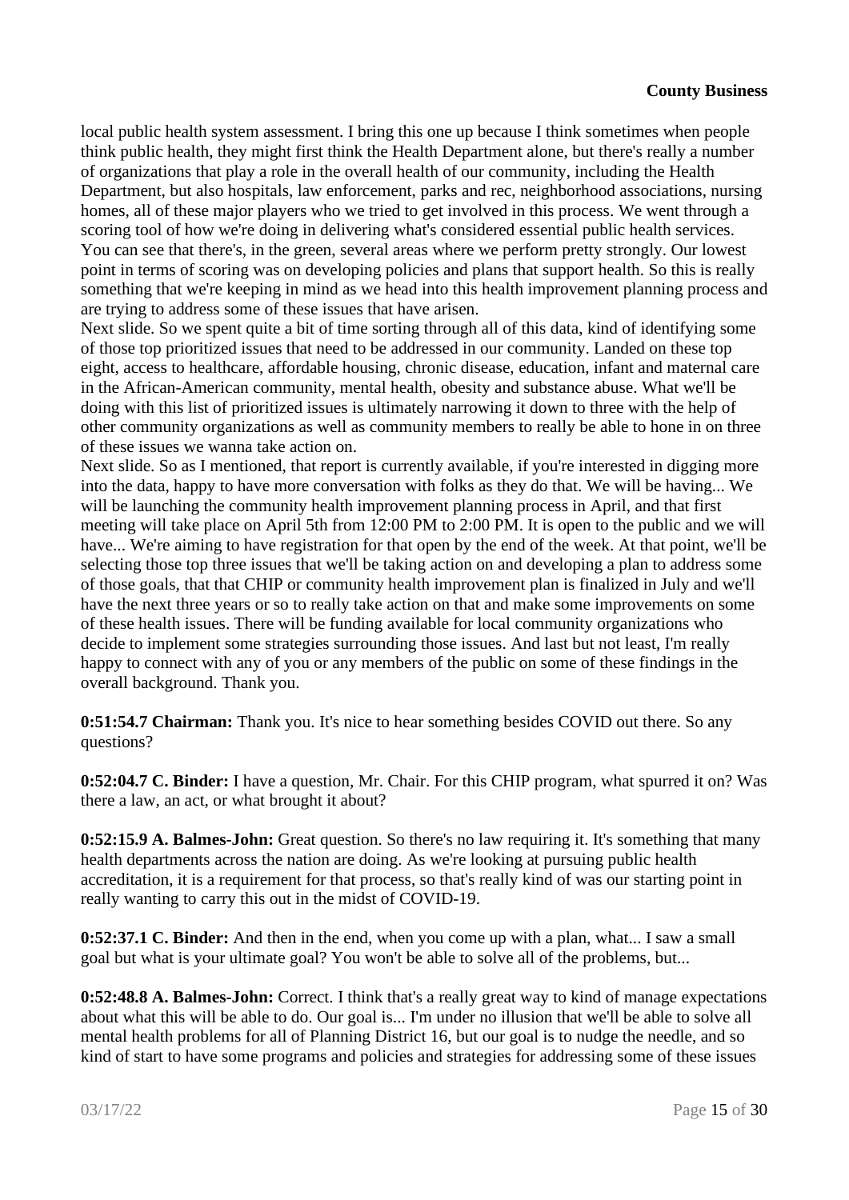local public health system assessment. I bring this one up because I think sometimes when people think public health, they might first think the Health Department alone, but there's really a number of organizations that play a role in the overall health of our community, including the Health Department, but also hospitals, law enforcement, parks and rec, neighborhood associations, nursing homes, all of these major players who we tried to get involved in this process. We went through a scoring tool of how we're doing in delivering what's considered essential public health services. You can see that there's, in the green, several areas where we perform pretty strongly. Our lowest point in terms of scoring was on developing policies and plans that support health. So this is really something that we're keeping in mind as we head into this health improvement planning process and are trying to address some of these issues that have arisen.

Next slide. So we spent quite a bit of time sorting through all of this data, kind of identifying some of those top prioritized issues that need to be addressed in our community. Landed on these top eight, access to healthcare, affordable housing, chronic disease, education, infant and maternal care in the African-American community, mental health, obesity and substance abuse. What we'll be doing with this list of prioritized issues is ultimately narrowing it down to three with the help of other community organizations as well as community members to really be able to hone in on three of these issues we wanna take action on.

Next slide. So as I mentioned, that report is currently available, if you're interested in digging more into the data, happy to have more conversation with folks as they do that. We will be having... We will be launching the community health improvement planning process in April, and that first meeting will take place on April 5th from 12:00 PM to 2:00 PM. It is open to the public and we will have... We're aiming to have registration for that open by the end of the week. At that point, we'll be selecting those top three issues that we'll be taking action on and developing a plan to address some of those goals, that that CHIP or community health improvement plan is finalized in July and we'll have the next three years or so to really take action on that and make some improvements on some of these health issues. There will be funding available for local community organizations who decide to implement some strategies surrounding those issues. And last but not least, I'm really happy to connect with any of you or any members of the public on some of these findings in the overall background. Thank you.

**0:51:54.7 Chairman:** Thank you. It's nice to hear something besides COVID out there. So any questions?

**0:52:04.7 C. Binder:** I have a question, Mr. Chair. For this CHIP program, what spurred it on? Was there a law, an act, or what brought it about?

**0:52:15.9 A. Balmes-John:** Great question. So there's no law requiring it. It's something that many health departments across the nation are doing. As we're looking at pursuing public health accreditation, it is a requirement for that process, so that's really kind of was our starting point in really wanting to carry this out in the midst of COVID-19.

**0:52:37.1 C. Binder:** And then in the end, when you come up with a plan, what... I saw a small goal but what is your ultimate goal? You won't be able to solve all of the problems, but...

**0:52:48.8 A. Balmes-John:** Correct. I think that's a really great way to kind of manage expectations about what this will be able to do. Our goal is... I'm under no illusion that we'll be able to solve all mental health problems for all of Planning District 16, but our goal is to nudge the needle, and so kind of start to have some programs and policies and strategies for addressing some of these issues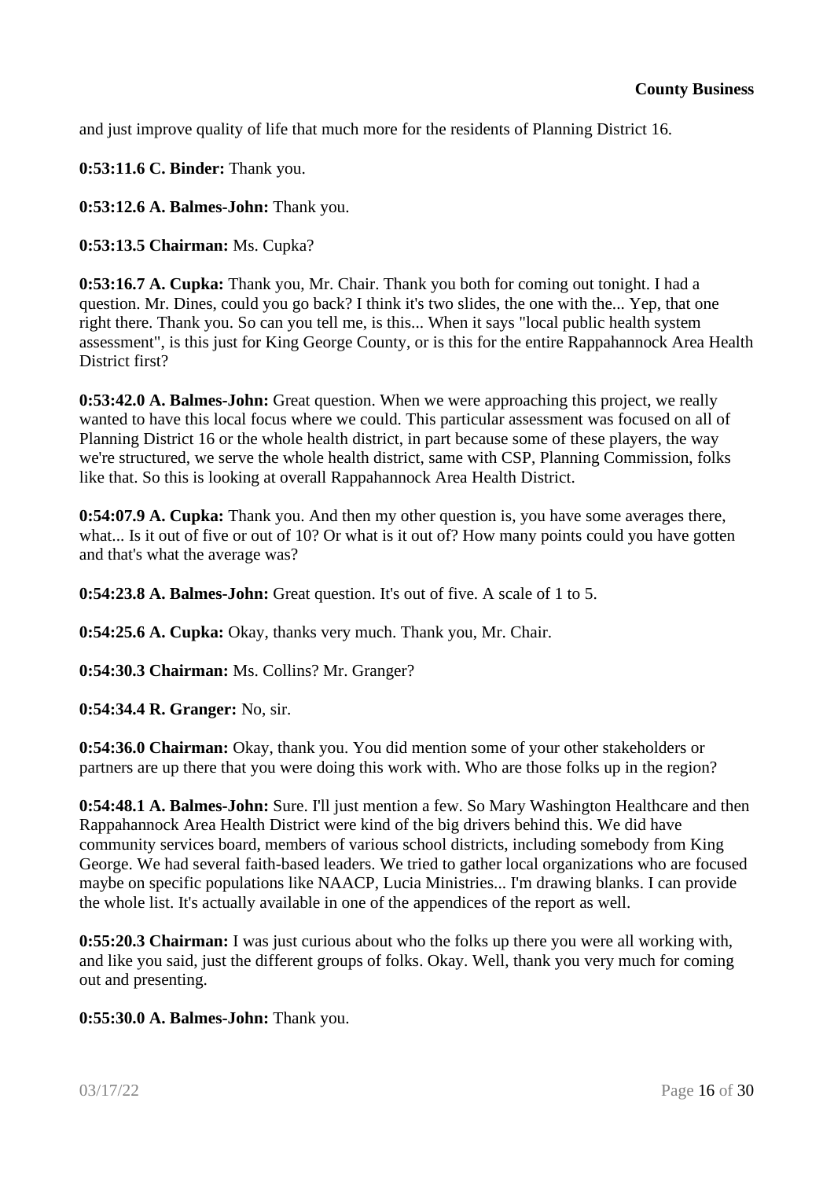and just improve quality of life that much more for the residents of Planning District 16.

**0:53:11.6 C. Binder:** Thank you.

**0:53:12.6 A. Balmes-John:** Thank you.

**0:53:13.5 Chairman:** Ms. Cupka?

**0:53:16.7 A. Cupka:** Thank you, Mr. Chair. Thank you both for coming out tonight. I had a question. Mr. Dines, could you go back? I think it's two slides, the one with the... Yep, that one right there. Thank you. So can you tell me, is this... When it says "local public health system assessment", is this just for King George County, or is this for the entire Rappahannock Area Health District first?

**0:53:42.0 A. Balmes-John:** Great question. When we were approaching this project, we really wanted to have this local focus where we could. This particular assessment was focused on all of Planning District 16 or the whole health district, in part because some of these players, the way we're structured, we serve the whole health district, same with CSP, Planning Commission, folks like that. So this is looking at overall Rappahannock Area Health District.

**0:54:07.9 A. Cupka:** Thank you. And then my other question is, you have some averages there, what... Is it out of five or out of 10? Or what is it out of? How many points could you have gotten and that's what the average was?

**0:54:23.8 A. Balmes-John:** Great question. It's out of five. A scale of 1 to 5.

**0:54:25.6 A. Cupka:** Okay, thanks very much. Thank you, Mr. Chair.

**0:54:30.3 Chairman:** Ms. Collins? Mr. Granger?

**0:54:34.4 R. Granger:** No, sir.

**0:54:36.0 Chairman:** Okay, thank you. You did mention some of your other stakeholders or partners are up there that you were doing this work with. Who are those folks up in the region?

**0:54:48.1 A. Balmes-John:** Sure. I'll just mention a few. So Mary Washington Healthcare and then Rappahannock Area Health District were kind of the big drivers behind this. We did have community services board, members of various school districts, including somebody from King George. We had several faith-based leaders. We tried to gather local organizations who are focused maybe on specific populations like NAACP, Lucia Ministries... I'm drawing blanks. I can provide the whole list. It's actually available in one of the appendices of the report as well.

**0:55:20.3 Chairman:** I was just curious about who the folks up there you were all working with, and like you said, just the different groups of folks. Okay. Well, thank you very much for coming out and presenting.

**0:55:30.0 A. Balmes-John:** Thank you.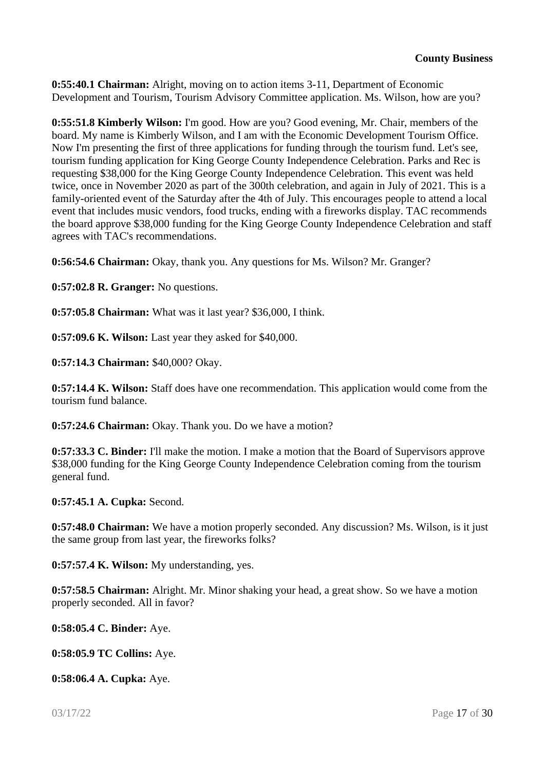**County Business**

**0:55:40.1 Chairman:** Alright, moving on to action items 3-11, Department of Economic Development and Tourism, Tourism Advisory Committee application. Ms. Wilson, how are you?

**0:55:51.8 Kimberly Wilson:** I'm good. How are you? Good evening, Mr. Chair, members of the board. My name is Kimberly Wilson, and I am with the Economic Development Tourism Office. Now I'm presenting the first of three applications for funding through the tourism fund. Let's see, tourism funding application for King George County Independence Celebration. Parks and Rec is requesting $38,000 for the King George County Independence Celebration. This event was held twice, once in November 2020 as part of the 300th celebration, and again in July of 2021. This is a family-oriented event of the Saturday after the 4th of July. This encourages people to attend a local event that includes music vendors, food trucks, ending with a fireworks display. TAC recommends the board approve $38,000 funding for the King George County Independence Celebration and staff agrees with TAC's recommendations.

**0:56:54.6 Chairman:** Okay, thank you. Any questions for Ms. Wilson? Mr. Granger?

**0:57:02.8 R. Granger:** No questions.

**0:57:05.8 Chairman:** What was it last year? $36,000, I think.

**0:57:09.6 K. Wilson:** Last year they asked for $40,000.

**0:57:14.3 Chairman:** $40,000? Okay.

**0:57:14.4 K. Wilson:** Staff does have one recommendation. This application would come from the tourism fund balance.

**0:57:24.6 Chairman:** Okay. Thank you. Do we have a motion?

**0:57:33.3 C. Binder:** I'll make the motion. I make a motion that the Board of Supervisors approve $38,000 funding for the King George County Independence Celebration coming from the tourism general fund.

**0:57:45.1 A. Cupka:** Second.

**0:57:48.0 Chairman:** We have a motion properly seconded. Any discussion? Ms. Wilson, is it just the same group from last year, the fireworks folks?

**0:57:57.4 K. Wilson:** My understanding, yes.

**0:57:58.5 Chairman:** Alright. Mr. Minor shaking your head, a great show. So we have a motion properly seconded. All in favor?

**0:58:05.4 C. Binder:** Aye.

**0:58:05.9 TC Collins:** Aye.

**0:58:06.4 A. Cupka:** Aye.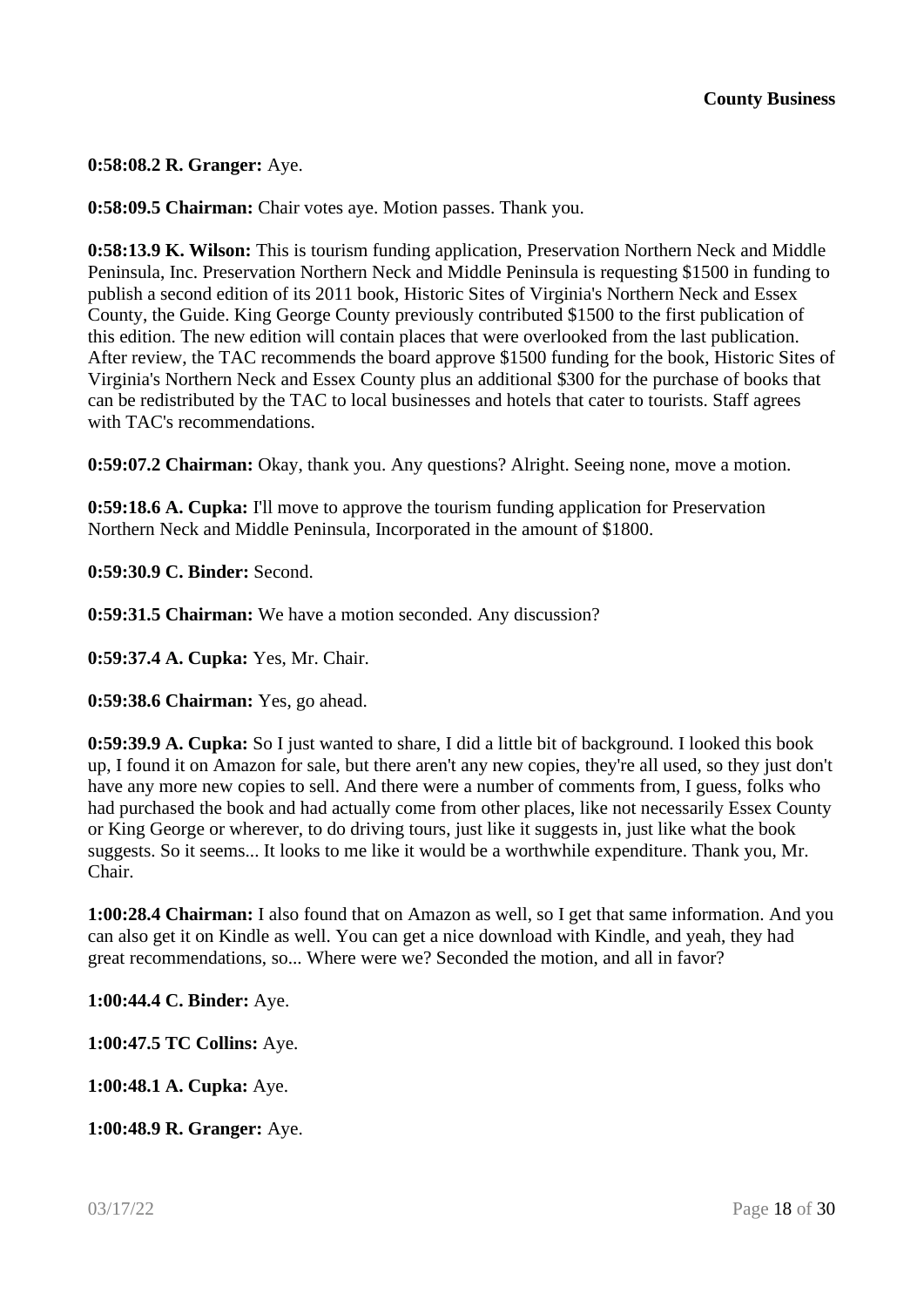**0:58:08.2 R. Granger:** Aye.

**0:58:09.5 Chairman:** Chair votes aye. Motion passes. Thank you.

**0:58:13.9 K. Wilson:** This is tourism funding application, Preservation Northern Neck and Middle Peninsula, Inc. Preservation Northern Neck and Middle Peninsula is requesting $1500 in funding to publish a second edition of its 2011 book, Historic Sites of Virginia's Northern Neck and Essex County, the Guide. King George County previously contributed $1500 to the first publication of this edition. The new edition will contain places that were overlooked from the last publication. After review, the TAC recommends the board approve $1500 funding for the book, Historic Sites of Virginia's Northern Neck and Essex County plus an additional $300 for the purchase of books that can be redistributed by the TAC to local businesses and hotels that cater to tourists. Staff agrees with TAC's recommendations.

**0:59:07.2 Chairman:** Okay, thank you. Any questions? Alright. Seeing none, move a motion.

**0:59:18.6 A. Cupka:** I'll move to approve the tourism funding application for Preservation Northern Neck and Middle Peninsula, Incorporated in the amount of $1800.

**0:59:30.9 C. Binder:** Second.

**0:59:31.5 Chairman:** We have a motion seconded. Any discussion?

**0:59:37.4 A. Cupka:** Yes, Mr. Chair.

**0:59:38.6 Chairman:** Yes, go ahead.

**0:59:39.9 A. Cupka:** So I just wanted to share, I did a little bit of background. I looked this book up, I found it on Amazon for sale, but there aren't any new copies, they're all used, so they just don't have any more new copies to sell. And there were a number of comments from, I guess, folks who had purchased the book and had actually come from other places, like not necessarily Essex County or King George or wherever, to do driving tours, just like it suggests in, just like what the book suggests. So it seems... It looks to me like it would be a worthwhile expenditure. Thank you, Mr. Chair.

**1:00:28.4 Chairman:** I also found that on Amazon as well, so I get that same information. And you can also get it on Kindle as well. You can get a nice download with Kindle, and yeah, they had great recommendations, so... Where were we? Seconded the motion, and all in favor?

**1:00:44.4 C. Binder:** Aye.

**1:00:47.5 TC Collins:** Aye.

**1:00:48.1 A. Cupka:** Aye.

**1:00:48.9 R. Granger:** Aye.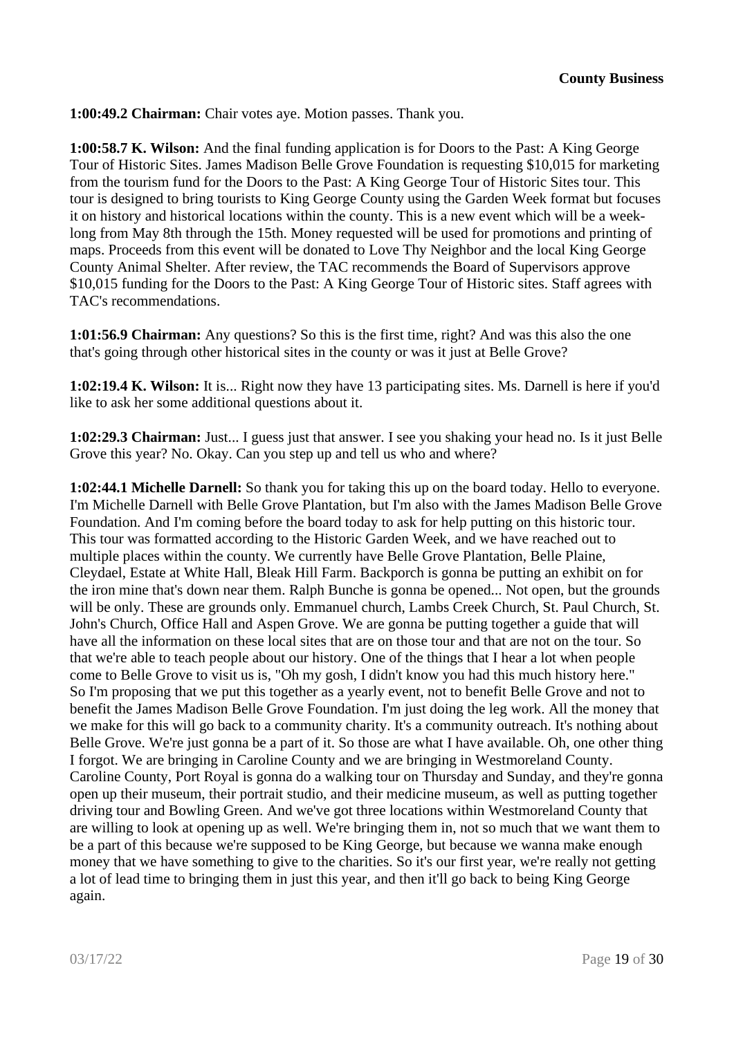**1:00:49.2 Chairman:** Chair votes aye. Motion passes. Thank you.

**1:00:58.7 K. Wilson:** And the final funding application is for Doors to the Past: A King George Tour of Historic Sites. James Madison Belle Grove Foundation is requesting $10,015 for marketing from the tourism fund for the Doors to the Past: A King George Tour of Historic Sites tour. This tour is designed to bring tourists to King George County using the Garden Week format but focuses it on history and historical locations within the county. This is a new event which will be a week-long from May 8th through the 15th. Money requested will be used for promotions and printing of maps. Proceeds from this event will be donated to Love Thy Neighbor and the local King George County Animal Shelter. After review, the TAC recommends the Board of Supervisors approve $10,015 funding for the Doors to the Past: A King George Tour of Historic sites. Staff agrees with TAC's recommendations.

**1:01:56.9 Chairman:** Any questions? So this is the first time, right? And was this also the one that's going through other historical sites in the county or was it just at Belle Grove?

**1:02:19.4 K. Wilson:** It is... Right now they have 13 participating sites. Ms. Darnell is here if you'd like to ask her some additional questions about it.

**1:02:29.3 Chairman:** Just... I guess just that answer. I see you shaking your head no. Is it just Belle Grove this year? No. Okay. Can you step up and tell us who and where?

**1:02:44.1 Michelle Darnell:** So thank you for taking this up on the board today. Hello to everyone. I'm Michelle Darnell with Belle Grove Plantation, but I'm also with the James Madison Belle Grove Foundation. And I'm coming before the board today to ask for help putting on this historic tour. This tour was formatted according to the Historic Garden Week, and we have reached out to multiple places within the county. We currently have Belle Grove Plantation, Belle Plaine, Cleydael, Estate at White Hall, Bleak Hill Farm. Backporch is gonna be putting an exhibit on for the iron mine that's down near them. Ralph Bunche is gonna be opened... Not open, but the grounds will be only. These are grounds only. Emmanuel church, Lambs Creek Church, St. Paul Church, St. John's Church, Office Hall and Aspen Grove. We are gonna be putting together a guide that will have all the information on these local sites that are on those tour and that are not on the tour. So that we're able to teach people about our history. One of the things that I hear a lot when people come to Belle Grove to visit us is, "Oh my gosh, I didn't know you had this much history here." So I'm proposing that we put this together as a yearly event, not to benefit Belle Grove and not to benefit the James Madison Belle Grove Foundation. I'm just doing the leg work. All the money that we make for this will go back to a community charity. It's a community outreach. It's nothing about Belle Grove. We're just gonna be a part of it. So those are what I have available. Oh, one other thing I forgot. We are bringing in Caroline County and we are bringing in Westmoreland County. Caroline County, Port Royal is gonna do a walking tour on Thursday and Sunday, and they're gonna open up their museum, their portrait studio, and their medicine museum, as well as putting together driving tour and Bowling Green. And we've got three locations within Westmoreland County that are willing to look at opening up as well. We're bringing them in, not so much that we want them to be a part of this because we're supposed to be King George, but because we wanna make enough money that we have something to give to the charities. So it's our first year, we're really not getting a lot of lead time to bringing them in just this year, and then it'll go back to being King George again.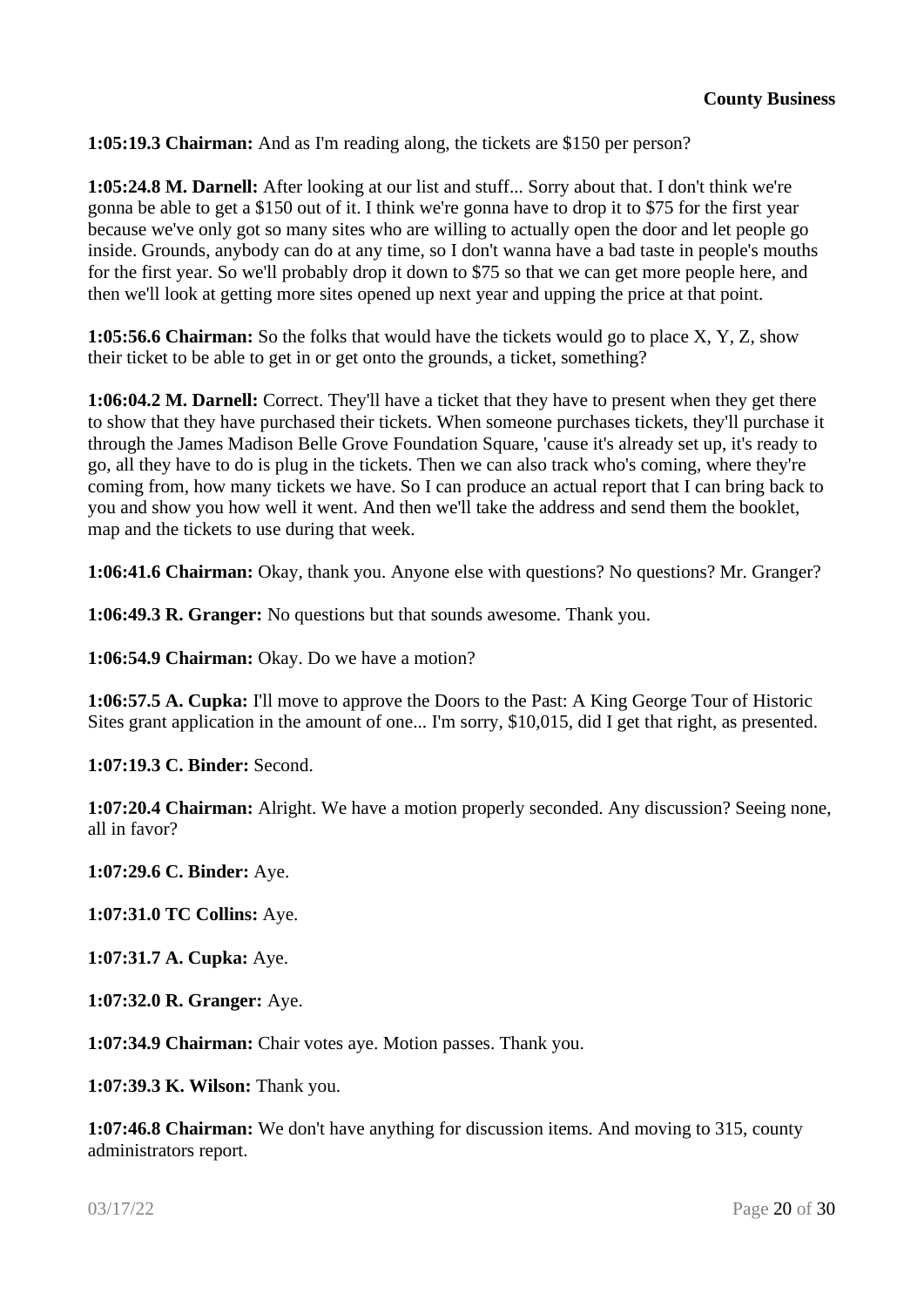**1:05:19.3 Chairman:** And as I'm reading along, the tickets are $150 per person?

**1:05:24.8 M. Darnell:** After looking at our list and stuff... Sorry about that. I don't think we're gonna be able to get a $150 out of it. I think we're gonna have to drop it to $75 for the first year because we've only got so many sites who are willing to actually open the door and let people go inside. Grounds, anybody can do at any time, so I don't wanna have a bad taste in people's mouths for the first year. So we'll probably drop it down to $75 so that we can get more people here, and then we'll look at getting more sites opened up next year and upping the price at that point.

**1:05:56.6 Chairman:** So the folks that would have the tickets would go to place X, Y, Z, show their ticket to be able to get in or get onto the grounds, a ticket, something?

**1:06:04.2 M. Darnell:** Correct. They'll have a ticket that they have to present when they get there to show that they have purchased their tickets. When someone purchases tickets, they'll purchase it through the James Madison Belle Grove Foundation Square, 'cause it's already set up, it's ready to go, all they have to do is plug in the tickets. Then we can also track who's coming, where they're coming from, how many tickets we have. So I can produce an actual report that I can bring back to you and show you how well it went. And then we'll take the address and send them the booklet, map and the tickets to use during that week.

**1:06:41.6 Chairman:** Okay, thank you. Anyone else with questions? No questions? Mr. Granger?

**1:06:49.3 R. Granger:** No questions but that sounds awesome. Thank you.

**1:06:54.9 Chairman:** Okay. Do we have a motion?

**1:06:57.5 A. Cupka:** I'll move to approve the Doors to the Past: A King George Tour of Historic Sites grant application in the amount of one... I'm sorry, $10,015, did I get that right, as presented.

**1:07:19.3 C. Binder:** Second.

**1:07:20.4 Chairman:** Alright. We have a motion properly seconded. Any discussion? Seeing none, all in favor?

**1:07:29.6 C. Binder:** Aye.

**1:07:31.0 TC Collins:** Aye.

**1:07:31.7 A. Cupka:** Aye.

**1:07:32.0 R. Granger:** Aye.

**1:07:34.9 Chairman:** Chair votes aye. Motion passes. Thank you.

**1:07:39.3 K. Wilson:** Thank you.

**1:07:46.8 Chairman:** We don't have anything for discussion items. And moving to 315, county administrators report.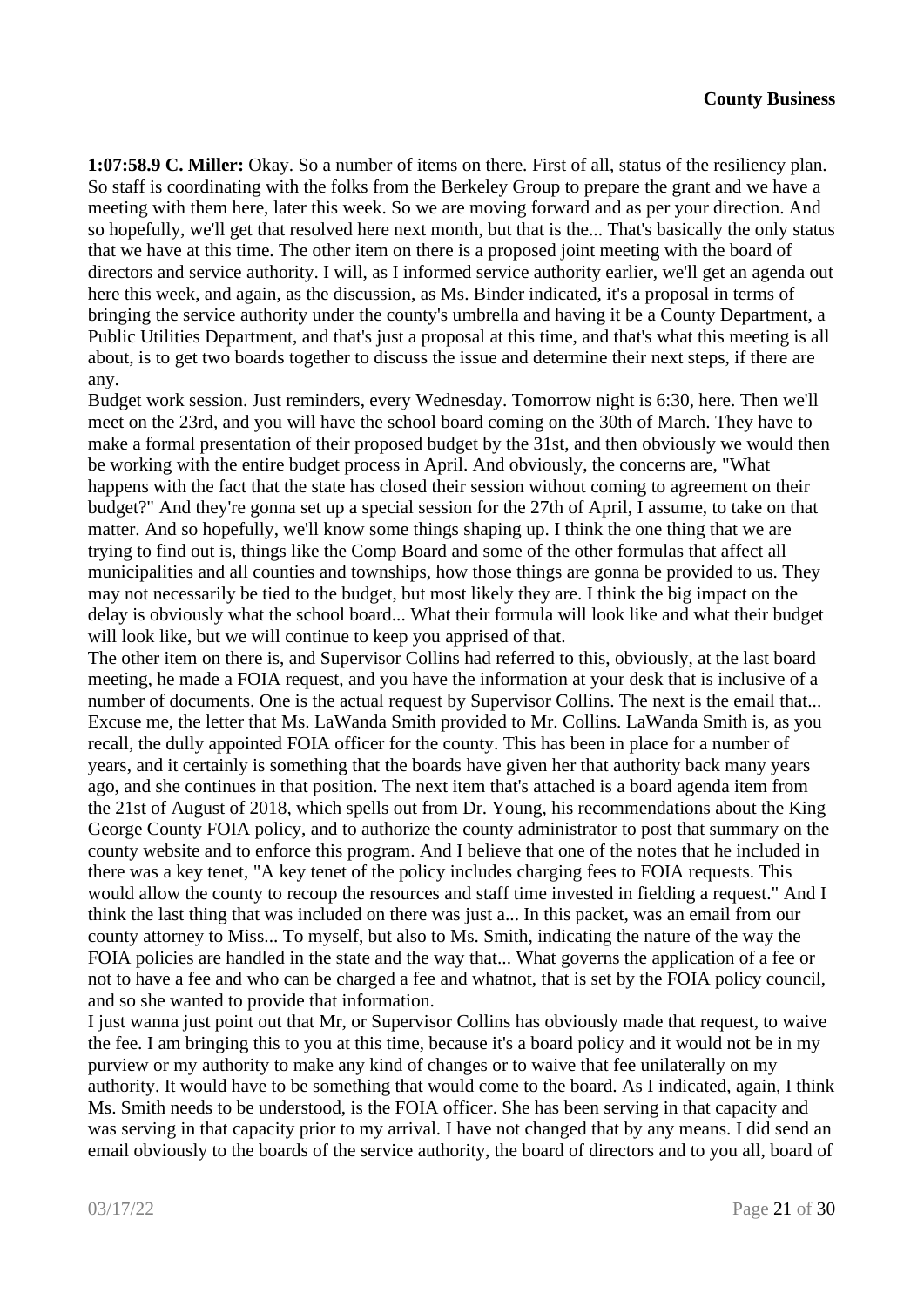**1:07:58.9 C. Miller:** Okay. So a number of items on there. First of all, status of the resiliency plan. So staff is coordinating with the folks from the Berkeley Group to prepare the grant and we have a meeting with them here, later this week. So we are moving forward and as per your direction. And so hopefully, we'll get that resolved here next month, but that is the... That's basically the only status that we have at this time. The other item on there is a proposed joint meeting with the board of directors and service authority. I will, as I informed service authority earlier, we'll get an agenda out here this week, and again, as the discussion, as Ms. Binder indicated, it's a proposal in terms of bringing the service authority under the county's umbrella and having it be a County Department, a Public Utilities Department, and that's just a proposal at this time, and that's what this meeting is all about, is to get two boards together to discuss the issue and determine their next steps, if there are any.

Budget work session. Just reminders, every Wednesday. Tomorrow night is 6:30, here. Then we'll meet on the 23rd, and you will have the school board coming on the 30th of March. They have to make a formal presentation of their proposed budget by the 31st, and then obviously we would then be working with the entire budget process in April. And obviously, the concerns are, "What happens with the fact that the state has closed their session without coming to agreement on their budget?" And they're gonna set up a special session for the 27th of April, I assume, to take on that matter. And so hopefully, we'll know some things shaping up. I think the one thing that we are trying to find out is, things like the Comp Board and some of the other formulas that affect all municipalities and all counties and townships, how those things are gonna be provided to us. They may not necessarily be tied to the budget, but most likely they are. I think the big impact on the delay is obviously what the school board... What their formula will look like and what their budget will look like, but we will continue to keep you apprised of that.

The other item on there is, and Supervisor Collins had referred to this, obviously, at the last board meeting, he made a FOIA request, and you have the information at your desk that is inclusive of a number of documents. One is the actual request by Supervisor Collins. The next is the email that... Excuse me, the letter that Ms. LaWanda Smith provided to Mr. Collins. LaWanda Smith is, as you recall, the dully appointed FOIA officer for the county. This has been in place for a number of years, and it certainly is something that the boards have given her that authority back many years ago, and she continues in that position. The next item that's attached is a board agenda item from the 21st of August of 2018, which spells out from Dr. Young, his recommendations about the King George County FOIA policy, and to authorize the county administrator to post that summary on the county website and to enforce this program. And I believe that one of the notes that he included in there was a key tenet, "A key tenet of the policy includes charging fees to FOIA requests. This would allow the county to recoup the resources and staff time invested in fielding a request." And I think the last thing that was included on there was just a... In this packet, was an email from our county attorney to Miss... To myself, but also to Ms. Smith, indicating the nature of the way the FOIA policies are handled in the state and the way that... What governs the application of a fee or not to have a fee and who can be charged a fee and whatnot, that is set by the FOIA policy council, and so she wanted to provide that information.

I just wanna just point out that Mr, or Supervisor Collins has obviously made that request, to waive the fee. I am bringing this to you at this time, because it's a board policy and it would not be in my purview or my authority to make any kind of changes or to waive that fee unilaterally on my authority. It would have to be something that would come to the board. As I indicated, again, I think Ms. Smith needs to be understood, is the FOIA officer. She has been serving in that capacity and was serving in that capacity prior to my arrival. I have not changed that by any means. I did send an email obviously to the boards of the service authority, the board of directors and to you all, board of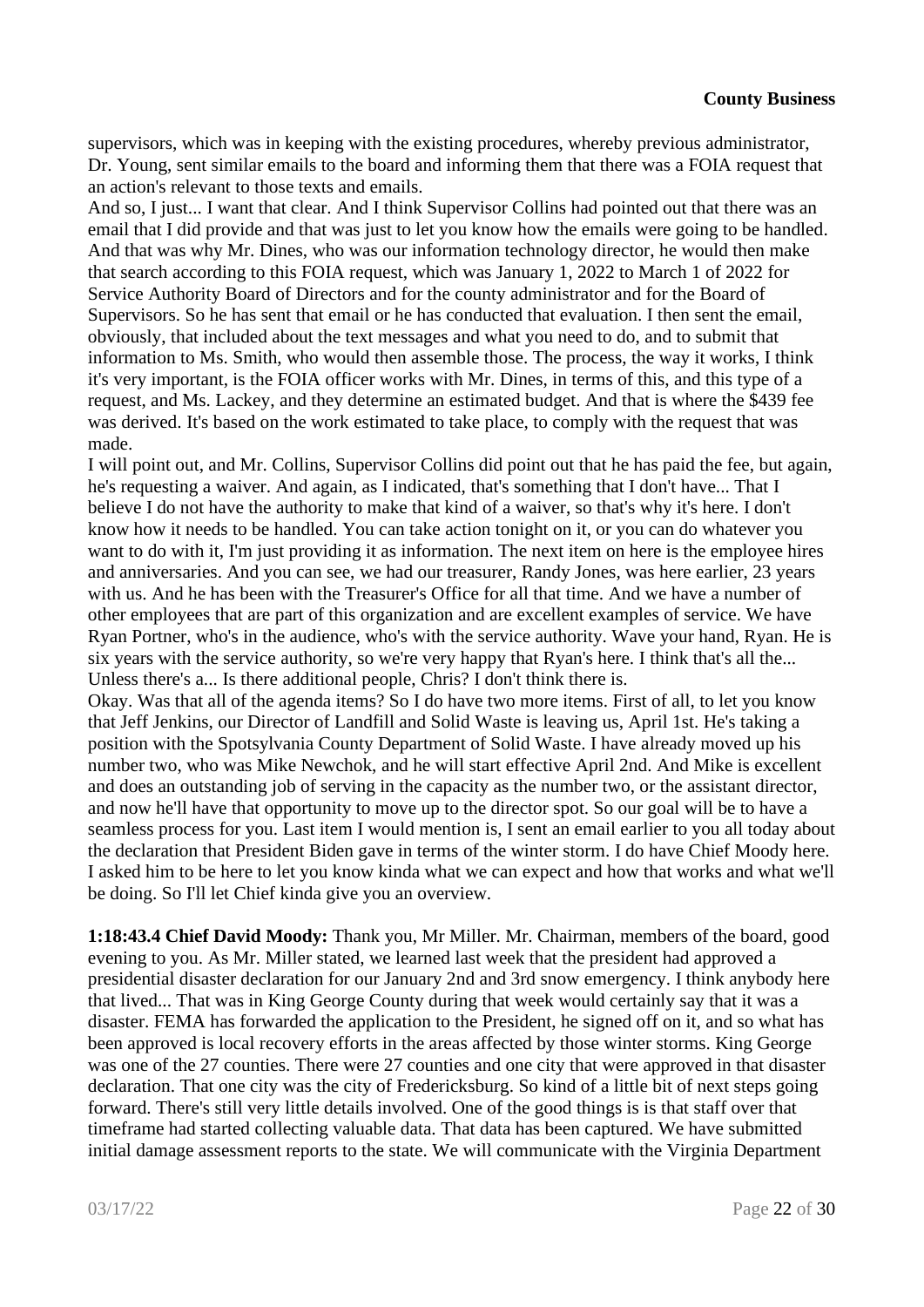supervisors, which was in keeping with the existing procedures, whereby previous administrator, Dr. Young, sent similar emails to the board and informing them that there was a FOIA request that an action's relevant to those texts and emails.

And so, I just... I want that clear. And I think Supervisor Collins had pointed out that there was an email that I did provide and that was just to let you know how the emails were going to be handled. And that was why Mr. Dines, who was our information technology director, he would then make that search according to this FOIA request, which was January 1, 2022 to March 1 of 2022 for Service Authority Board of Directors and for the county administrator and for the Board of Supervisors. So he has sent that email or he has conducted that evaluation. I then sent the email, obviously, that included about the text messages and what you need to do, and to submit that information to Ms. Smith, who would then assemble those. The process, the way it works, I think it's very important, is the FOIA officer works with Mr. Dines, in terms of this, and this type of a request, and Ms. Lackey, and they determine an estimated budget. And that is where the $439 fee was derived. It's based on the work estimated to take place, to comply with the request that was made.

I will point out, and Mr. Collins, Supervisor Collins did point out that he has paid the fee, but again, he's requesting a waiver. And again, as I indicated, that's something that I don't have... That I believe I do not have the authority to make that kind of a waiver, so that's why it's here. I don't know how it needs to be handled. You can take action tonight on it, or you can do whatever you want to do with it, I'm just providing it as information. The next item on here is the employee hires and anniversaries. And you can see, we had our treasurer, Randy Jones, was here earlier, 23 years with us. And he has been with the Treasurer's Office for all that time. And we have a number of other employees that are part of this organization and are excellent examples of service. We have Ryan Portner, who's in the audience, who's with the service authority. Wave your hand, Ryan. He is six years with the service authority, so we're very happy that Ryan's here. I think that's all the... Unless there's a... Is there additional people, Chris? I don't think there is.

Okay. Was that all of the agenda items? So I do have two more items. First of all, to let you know that Jeff Jenkins, our Director of Landfill and Solid Waste is leaving us, April 1st. He's taking a position with the Spotsylvania County Department of Solid Waste. I have already moved up his number two, who was Mike Newchok, and he will start effective April 2nd. And Mike is excellent and does an outstanding job of serving in the capacity as the number two, or the assistant director, and now he'll have that opportunity to move up to the director spot. So our goal will be to have a seamless process for you. Last item I would mention is, I sent an email earlier to you all today about the declaration that President Biden gave in terms of the winter storm. I do have Chief Moody here. I asked him to be here to let you know kinda what we can expect and how that works and what we'll be doing. So I'll let Chief kinda give you an overview.

**1:18:43.4 Chief David Moody:** Thank you, Mr Miller. Mr. Chairman, members of the board, good evening to you. As Mr. Miller stated, we learned last week that the president had approved a presidential disaster declaration for our January 2nd and 3rd snow emergency. I think anybody here that lived... That was in King George County during that week would certainly say that it was a disaster. FEMA has forwarded the application to the President, he signed off on it, and so what has been approved is local recovery efforts in the areas affected by those winter storms. King George was one of the 27 counties. There were 27 counties and one city that were approved in that disaster declaration. That one city was the city of Fredericksburg. So kind of a little bit of next steps going forward. There's still very little details involved. One of the good things is is that staff over that timeframe had started collecting valuable data. That data has been captured. We have submitted initial damage assessment reports to the state. We will communicate with the Virginia Department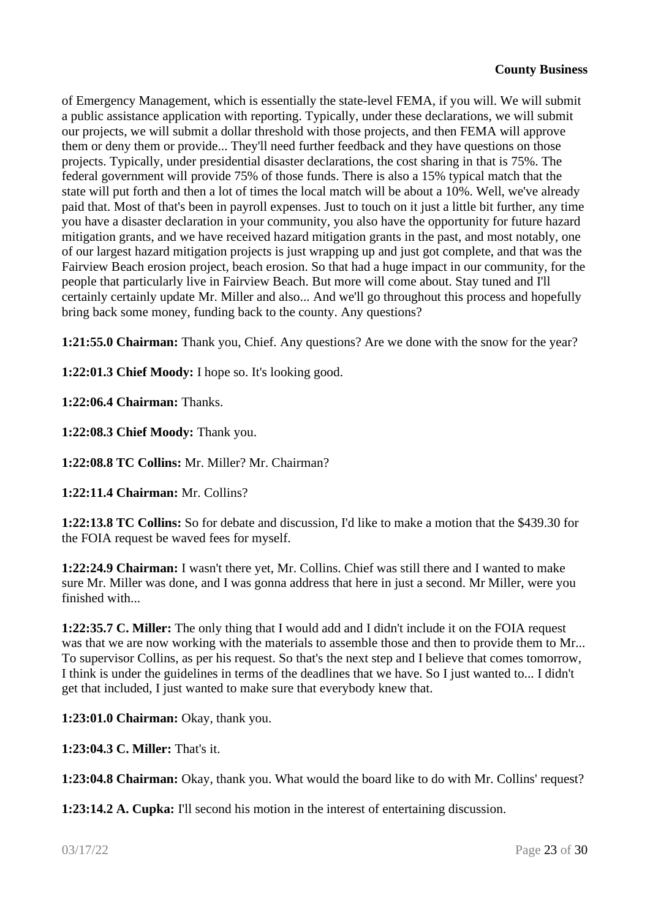of Emergency Management, which is essentially the state-level FEMA, if you will. We will submit a public assistance application with reporting. Typically, under these declarations, we will submit our projects, we will submit a dollar threshold with those projects, and then FEMA will approve them or deny them or provide... They'll need further feedback and they have questions on those projects. Typically, under presidential disaster declarations, the cost sharing in that is 75%. The federal government will provide 75% of those funds. There is also a 15% typical match that the state will put forth and then a lot of times the local match will be about a 10%. Well, we've already paid that. Most of that's been in payroll expenses. Just to touch on it just a little bit further, any time you have a disaster declaration in your community, you also have the opportunity for future hazard mitigation grants, and we have received hazard mitigation grants in the past, and most notably, one of our largest hazard mitigation projects is just wrapping up and just got complete, and that was the Fairview Beach erosion project, beach erosion. So that had a huge impact in our community, for the people that particularly live in Fairview Beach. But more will come about. Stay tuned and I'll certainly certainly update Mr. Miller and also... And we'll go throughout this process and hopefully bring back some money, funding back to the county. Any questions?

**1:21:55.0 Chairman:** Thank you, Chief. Any questions? Are we done with the snow for the year?

**1:22:01.3 Chief Moody:** I hope so. It's looking good.

**1:22:06.4 Chairman:** Thanks.

**1:22:08.3 Chief Moody:** Thank you.

**1:22:08.8 TC Collins:** Mr. Miller? Mr. Chairman?

**1:22:11.4 Chairman:** Mr. Collins?

**1:22:13.8 TC Collins:** So for debate and discussion, I'd like to make a motion that the $439.30 for the FOIA request be waved fees for myself.

**1:22:24.9 Chairman:** I wasn't there yet, Mr. Collins. Chief was still there and I wanted to make sure Mr. Miller was done, and I was gonna address that here in just a second. Mr Miller, were you finished with...

**1:22:35.7 C. Miller:** The only thing that I would add and I didn't include it on the FOIA request was that we are now working with the materials to assemble those and then to provide them to Mr... To supervisor Collins, as per his request. So that's the next step and I believe that comes tomorrow, I think is under the guidelines in terms of the deadlines that we have. So I just wanted to... I didn't get that included, I just wanted to make sure that everybody knew that.

**1:23:01.0 Chairman:** Okay, thank you.

**1:23:04.3 C. Miller:** That's it.

**1:23:04.8 Chairman:** Okay, thank you. What would the board like to do with Mr. Collins' request?

**1:23:14.2 A. Cupka:** I'll second his motion in the interest of entertaining discussion.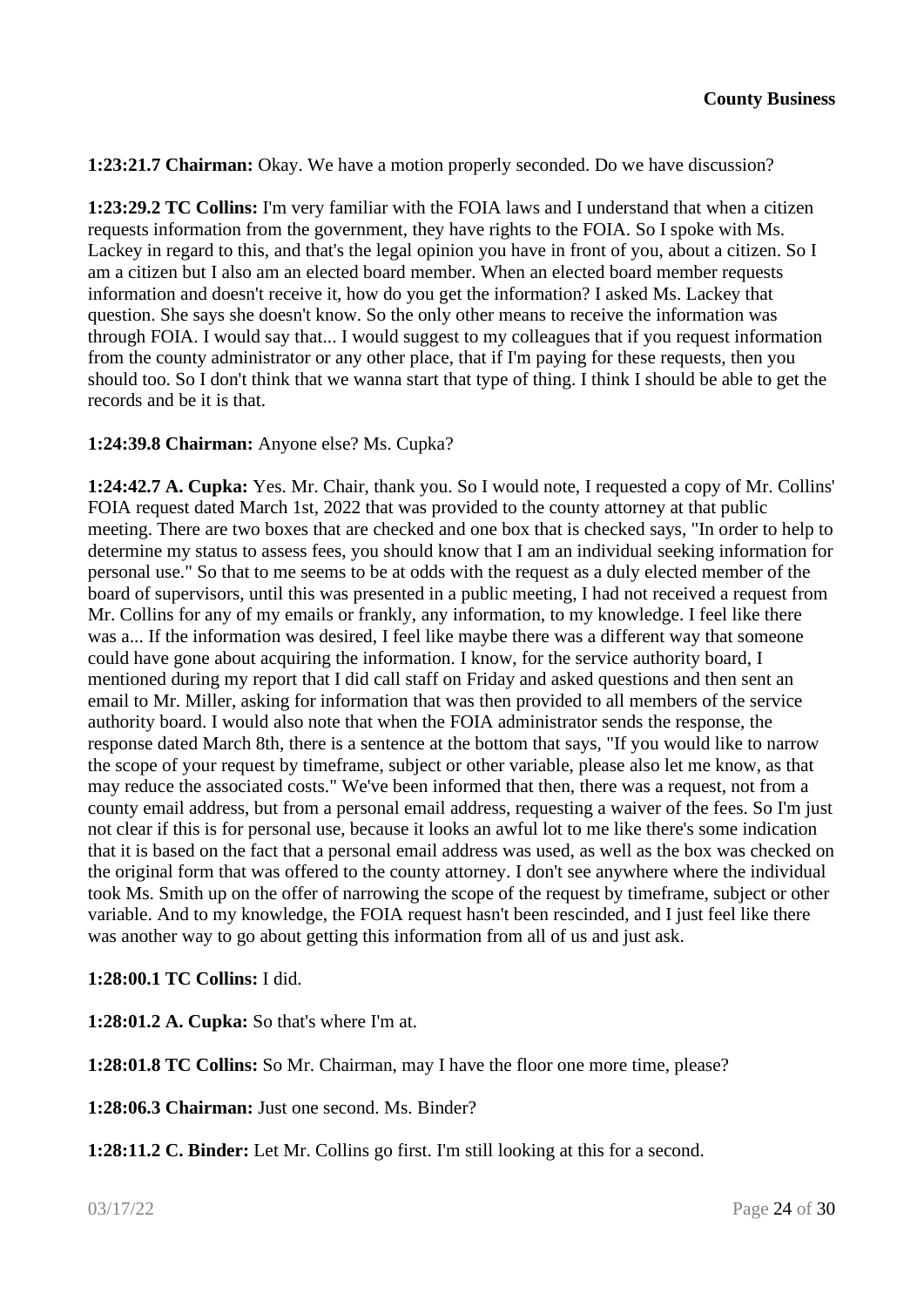**1:23:21.7 Chairman:** Okay. We have a motion properly seconded. Do we have discussion?

**1:23:29.2 TC Collins:** I'm very familiar with the FOIA laws and I understand that when a citizen requests information from the government, they have rights to the FOIA. So I spoke with Ms. Lackey in regard to this, and that's the legal opinion you have in front of you, about a citizen. So I am a citizen but I also am an elected board member. When an elected board member requests information and doesn't receive it, how do you get the information? I asked Ms. Lackey that question. She says she doesn't know. So the only other means to receive the information was through FOIA. I would say that... I would suggest to my colleagues that if you request information from the county administrator or any other place, that if I'm paying for these requests, then you should too. So I don't think that we wanna start that type of thing. I think I should be able to get the records and be it is that.

**1:24:39.8 Chairman:** Anyone else? Ms. Cupka?

**1:24:42.7 A. Cupka:** Yes. Mr. Chair, thank you. So I would note, I requested a copy of Mr. Collins' FOIA request dated March 1st, 2022 that was provided to the county attorney at that public meeting. There are two boxes that are checked and one box that is checked says, "In order to help to determine my status to assess fees, you should know that I am an individual seeking information for personal use." So that to me seems to be at odds with the request as a duly elected member of the board of supervisors, until this was presented in a public meeting, I had not received a request from Mr. Collins for any of my emails or frankly, any information, to my knowledge. I feel like there was a... If the information was desired, I feel like maybe there was a different way that someone could have gone about acquiring the information. I know, for the service authority board, I mentioned during my report that I did call staff on Friday and asked questions and then sent an email to Mr. Miller, asking for information that was then provided to all members of the service authority board. I would also note that when the FOIA administrator sends the response, the response dated March 8th, there is a sentence at the bottom that says, "If you would like to narrow the scope of your request by timeframe, subject or other variable, please also let me know, as that may reduce the associated costs." We've been informed that then, there was a request, not from a county email address, but from a personal email address, requesting a waiver of the fees. So I'm just not clear if this is for personal use, because it looks an awful lot to me like there's some indication that it is based on the fact that a personal email address was used, as well as the box was checked on the original form that was offered to the county attorney. I don't see anywhere where the individual took Ms. Smith up on the offer of narrowing the scope of the request by timeframe, subject or other variable. And to my knowledge, the FOIA request hasn't been rescinded, and I just feel like there was another way to go about getting this information from all of us and just ask.

**1:28:00.1 TC Collins:** I did.

**1:28:01.2 A. Cupka:** So that's where I'm at.

**1:28:01.8 TC Collins:** So Mr. Chairman, may I have the floor one more time, please?

**1:28:06.3 Chairman:** Just one second. Ms. Binder?

**1:28:11.2 C. Binder:** Let Mr. Collins go first. I'm still looking at this for a second.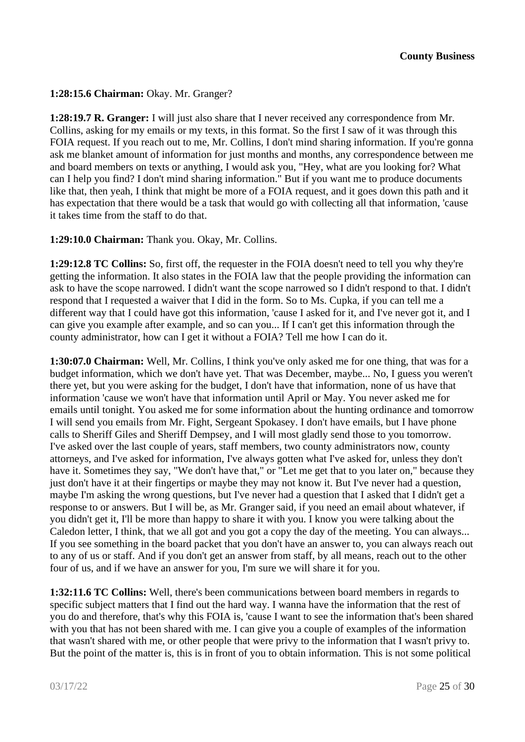**1:28:15.6 Chairman:** Okay. Mr. Granger?

**1:28:19.7 R. Granger:** I will just also share that I never received any correspondence from Mr. Collins, asking for my emails or my texts, in this format. So the first I saw of it was through this FOIA request. If you reach out to me, Mr. Collins, I don't mind sharing information. If you're gonna ask me blanket amount of information for just months and months, any correspondence between me and board members on texts or anything, I would ask you, "Hey, what are you looking for? What can I help you find? I don't mind sharing information." But if you want me to produce documents like that, then yeah, I think that might be more of a FOIA request, and it goes down this path and it has expectation that there would be a task that would go with collecting all that information, 'cause it takes time from the staff to do that.

**1:29:10.0 Chairman:** Thank you. Okay, Mr. Collins.

**1:29:12.8 TC Collins:** So, first off, the requester in the FOIA doesn't need to tell you why they're getting the information. It also states in the FOIA law that the people providing the information can ask to have the scope narrowed. I didn't want the scope narrowed so I didn't respond to that. I didn't respond that I requested a waiver that I did in the form. So to Ms. Cupka, if you can tell me a different way that I could have got this information, 'cause I asked for it, and I've never got it, and I can give you example after example, and so can you... If I can't get this information through the county administrator, how can I get it without a FOIA? Tell me how I can do it.

**1:30:07.0 Chairman:** Well, Mr. Collins, I think you've only asked me for one thing, that was for a budget information, which we don't have yet. That was December, maybe... No, I guess you weren't there yet, but you were asking for the budget, I don't have that information, none of us have that information 'cause we won't have that information until April or May. You never asked me for emails until tonight. You asked me for some information about the hunting ordinance and tomorrow I will send you emails from Mr. Fight, Sergeant Spokasey. I don't have emails, but I have phone calls to Sheriff Giles and Sheriff Dempsey, and I will most gladly send those to you tomorrow. I've asked over the last couple of years, staff members, two county administrators now, county attorneys, and I've asked for information, I've always gotten what I've asked for, unless they don't have it. Sometimes they say, "We don't have that," or "Let me get that to you later on," because they just don't have it at their fingertips or maybe they may not know it. But I've never had a question, maybe I'm asking the wrong questions, but I've never had a question that I asked that I didn't get a response to or answers. But I will be, as Mr. Granger said, if you need an email about whatever, if you didn't get it, I'll be more than happy to share it with you. I know you were talking about the Caledon letter, I think, that we all got and you got a copy the day of the meeting. You can always... If you see something in the board packet that you don't have an answer to, you can always reach out to any of us or staff. And if you don't get an answer from staff, by all means, reach out to the other four of us, and if we have an answer for you, I'm sure we will share it for you.

**1:32:11.6 TC Collins:** Well, there's been communications between board members in regards to specific subject matters that I find out the hard way. I wanna have the information that the rest of you do and therefore, that's why this FOIA is, 'cause I want to see the information that's been shared with you that has not been shared with me. I can give you a couple of examples of the information that wasn't shared with me, or other people that were privy to the information that I wasn't privy to. But the point of the matter is, this is in front of you to obtain information. This is not some political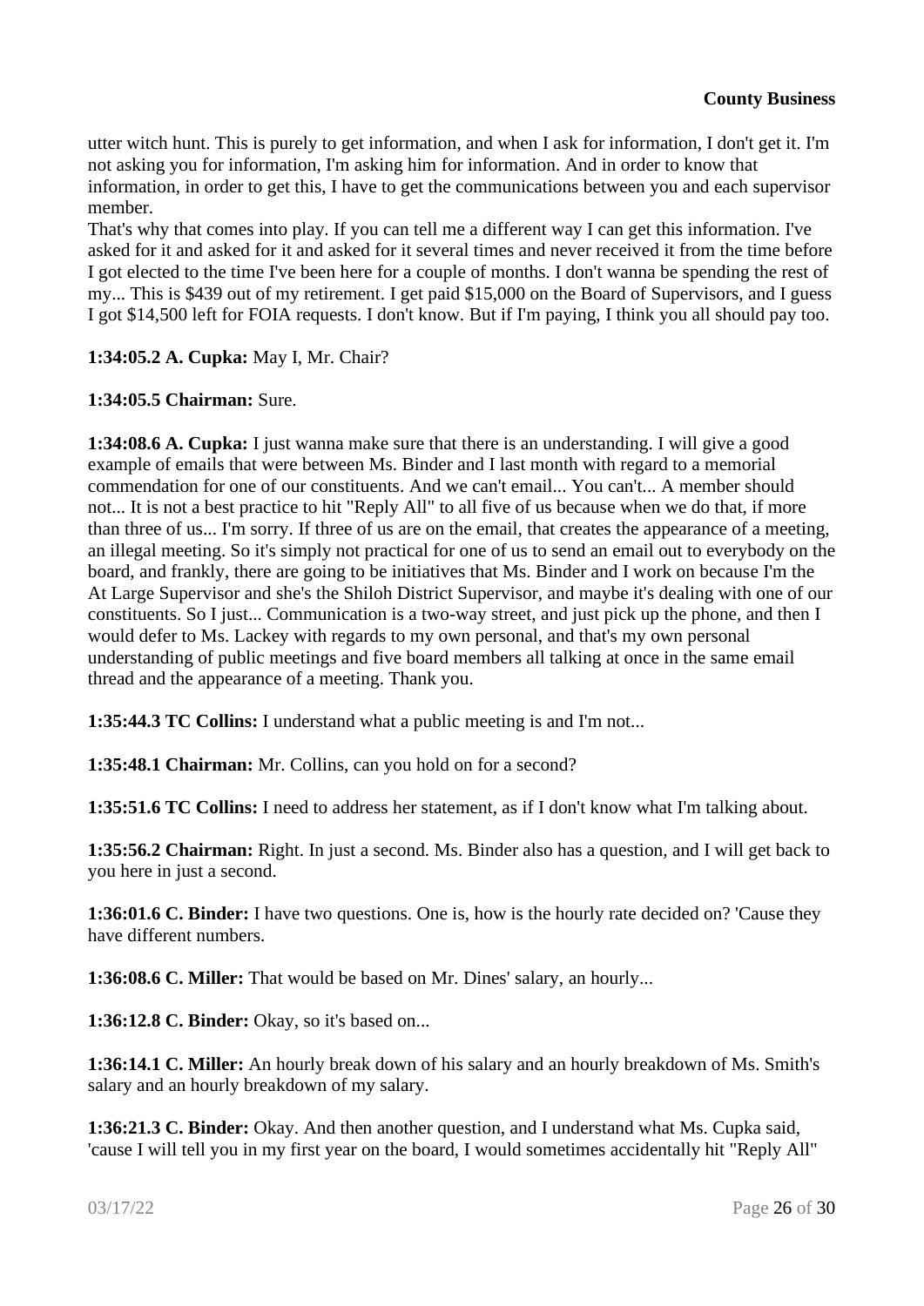utter witch hunt. This is purely to get information, and when I ask for information, I don't get it. I'm not asking you for information, I'm asking him for information. And in order to know that information, in order to get this, I have to get the communications between you and each supervisor member.

That's why that comes into play. If you can tell me a different way I can get this information. I've asked for it and asked for it and asked for it several times and never received it from the time before I got elected to the time I've been here for a couple of months. I don't wanna be spending the rest of my... This is $439 out of my retirement. I get paid $15,000 on the Board of Supervisors, and I guess I got $14,500 left for FOIA requests. I don't know. But if I'm paying, I think you all should pay too.

**1:34:05.2 A. Cupka:** May I, Mr. Chair?

**1:34:05.5 Chairman:** Sure.

**1:34:08.6 A. Cupka:** I just wanna make sure that there is an understanding. I will give a good example of emails that were between Ms. Binder and I last month with regard to a memorial commendation for one of our constituents. And we can't email... You can't... A member should not... It is not a best practice to hit "Reply All" to all five of us because when we do that, if more than three of us... I'm sorry. If three of us are on the email, that creates the appearance of a meeting, an illegal meeting. So it's simply not practical for one of us to send an email out to everybody on the board, and frankly, there are going to be initiatives that Ms. Binder and I work on because I'm the At Large Supervisor and she's the Shiloh District Supervisor, and maybe it's dealing with one of our constituents. So I just... Communication is a two-way street, and just pick up the phone, and then I would defer to Ms. Lackey with regards to my own personal, and that's my own personal understanding of public meetings and five board members all talking at once in the same email thread and the appearance of a meeting. Thank you.

**1:35:44.3 TC Collins:** I understand what a public meeting is and I'm not...

**1:35:48.1 Chairman:** Mr. Collins, can you hold on for a second?

**1:35:51.6 TC Collins:** I need to address her statement, as if I don't know what I'm talking about.

**1:35:56.2 Chairman:** Right. In just a second. Ms. Binder also has a question, and I will get back to you here in just a second.

**1:36:01.6 C. Binder:** I have two questions. One is, how is the hourly rate decided on? 'Cause they have different numbers.

**1:36:08.6 C. Miller:** That would be based on Mr. Dines' salary, an hourly...

**1:36:12.8 C. Binder:** Okay, so it's based on...

**1:36:14.1 C. Miller:** An hourly break down of his salary and an hourly breakdown of Ms. Smith's salary and an hourly breakdown of my salary.

**1:36:21.3 C. Binder:** Okay. And then another question, and I understand what Ms. Cupka said, 'cause I will tell you in my first year on the board, I would sometimes accidentally hit "Reply All"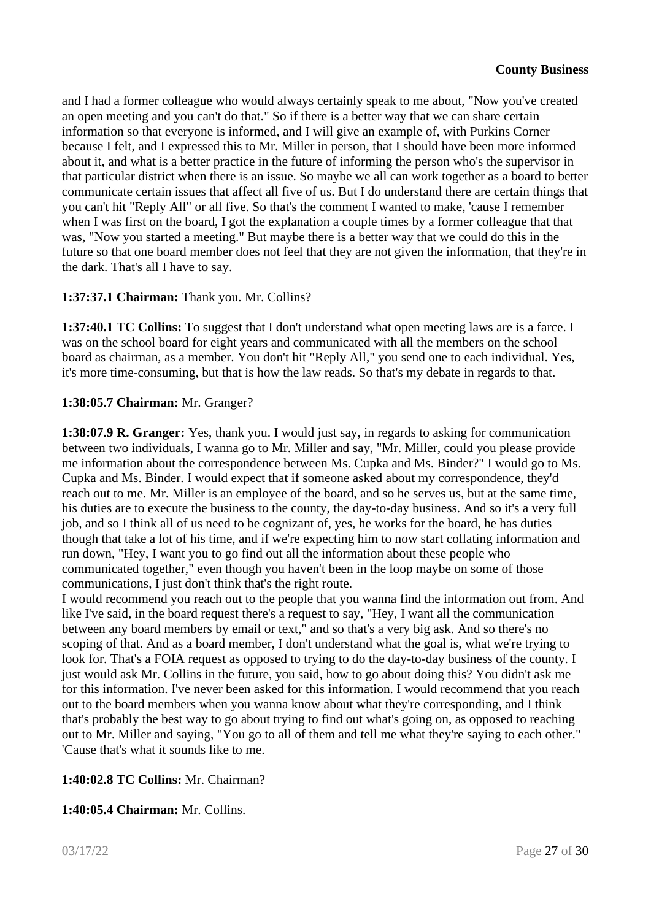and I had a former colleague who would always certainly speak to me about, "Now you've created an open meeting and you can't do that." So if there is a better way that we can share certain information so that everyone is informed, and I will give an example of, with Purkins Corner because I felt, and I expressed this to Mr. Miller in person, that I should have been more informed about it, and what is a better practice in the future of informing the person who's the supervisor in that particular district when there is an issue. So maybe we all can work together as a board to better communicate certain issues that affect all five of us. But I do understand there are certain things that you can't hit "Reply All" or all five. So that's the comment I wanted to make, 'cause I remember when I was first on the board, I got the explanation a couple times by a former colleague that that was, "Now you started a meeting." But maybe there is a better way that we could do this in the future so that one board member does not feel that they are not given the information, that they're in the dark. That's all I have to say.

**1:37:37.1 Chairman:** Thank you. Mr. Collins?

**1:37:40.1 TC Collins:** To suggest that I don't understand what open meeting laws are is a farce. I was on the school board for eight years and communicated with all the members on the school board as chairman, as a member. You don't hit "Reply All," you send one to each individual. Yes, it's more time-consuming, but that is how the law reads. So that's my debate in regards to that.

**1:38:05.7 Chairman:** Mr. Granger?

**1:38:07.9 R. Granger:** Yes, thank you. I would just say, in regards to asking for communication between two individuals, I wanna go to Mr. Miller and say, "Mr. Miller, could you please provide me information about the correspondence between Ms. Cupka and Ms. Binder?" I would go to Ms. Cupka and Ms. Binder. I would expect that if someone asked about my correspondence, they'd reach out to me. Mr. Miller is an employee of the board, and so he serves us, but at the same time, his duties are to execute the business to the county, the day-to-day business. And so it's a very full job, and so I think all of us need to be cognizant of, yes, he works for the board, he has duties though that take a lot of his time, and if we're expecting him to now start collating information and run down, "Hey, I want you to go find out all the information about these people who communicated together," even though you haven't been in the loop maybe on some of those communications, I just don't think that's the right route.
I would recommend you reach out to the people that you wanna find the information out from. And like I've said, in the board request there's a request to say, "Hey, I want all the communication between any board members by email or text," and so that's a very big ask. And so there's no scoping of that. And as a board member, I don't understand what the goal is, what we're trying to look for. That's a FOIA request as opposed to trying to do the day-to-day business of the county. I just would ask Mr. Collins in the future, you said, how to go about doing this? You didn't ask me for this information. I've never been asked for this information. I would recommend that you reach out to the board members when you wanna know about what they're corresponding, and I think that's probably the best way to go about trying to find out what's going on, as opposed to reaching out to Mr. Miller and saying, "You go to all of them and tell me what they're saying to each other." 'Cause that's what it sounds like to me.

**1:40:02.8 TC Collins:** Mr. Chairman?

**1:40:05.4 Chairman:** Mr. Collins.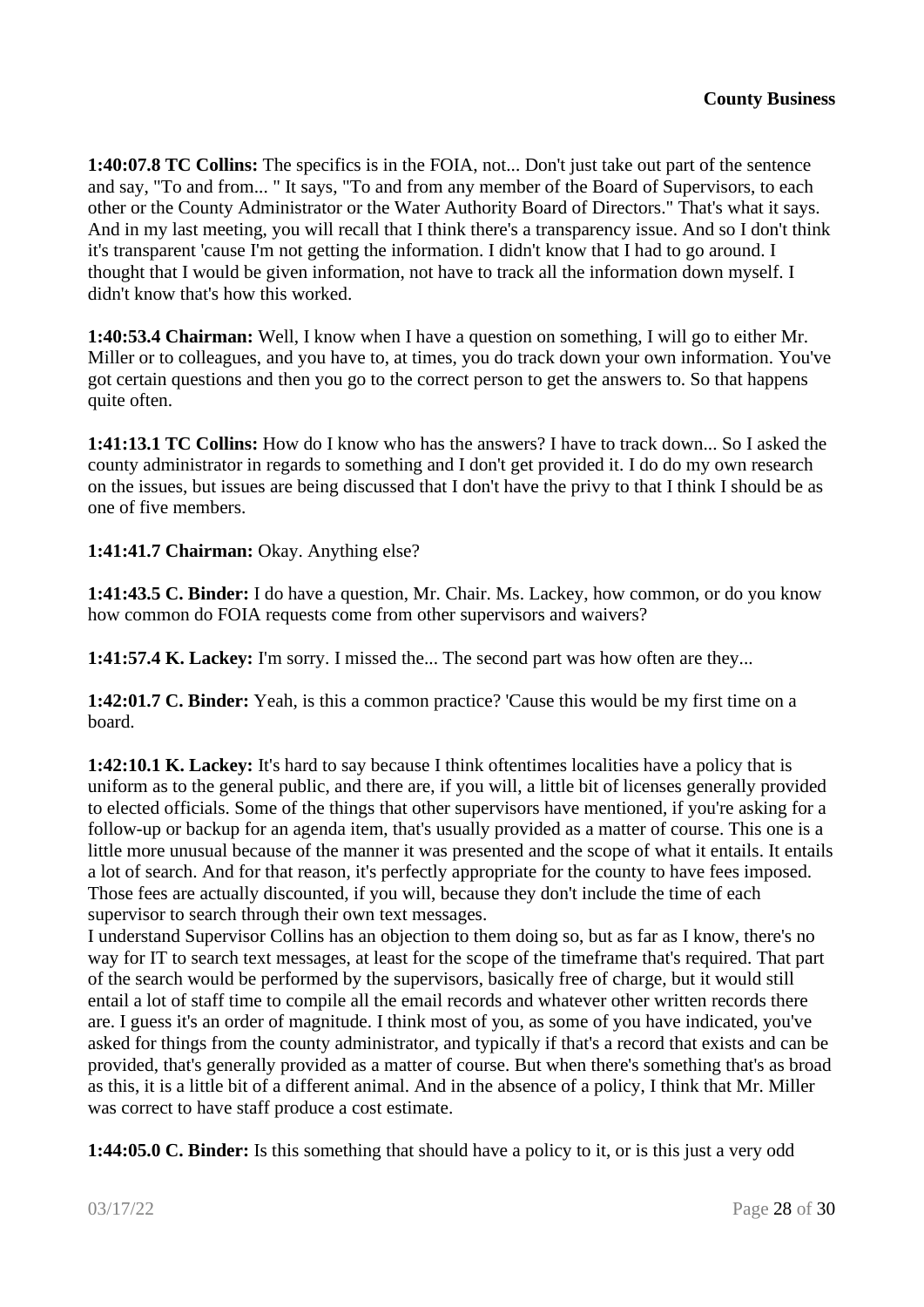**1:40:07.8 TC Collins:** The specifics is in the FOIA, not... Don't just take out part of the sentence and say, "To and from... " It says, "To and from any member of the Board of Supervisors, to each other or the County Administrator or the Water Authority Board of Directors." That's what it says. And in my last meeting, you will recall that I think there's a transparency issue. And so I don't think it's transparent 'cause I'm not getting the information. I didn't know that I had to go around. I thought that I would be given information, not have to track all the information down myself. I didn't know that's how this worked.

**1:40:53.4 Chairman:** Well, I know when I have a question on something, I will go to either Mr. Miller or to colleagues, and you have to, at times, you do track down your own information. You've got certain questions and then you go to the correct person to get the answers to. So that happens quite often.

**1:41:13.1 TC Collins:** How do I know who has the answers? I have to track down... So I asked the county administrator in regards to something and I don't get provided it. I do do my own research on the issues, but issues are being discussed that I don't have the privy to that I think I should be as one of five members.

**1:41:41.7 Chairman:** Okay. Anything else?

**1:41:43.5 C. Binder:** I do have a question, Mr. Chair. Ms. Lackey, how common, or do you know how common do FOIA requests come from other supervisors and waivers?

**1:41:57.4 K. Lackey:** I'm sorry. I missed the... The second part was how often are they...

**1:42:01.7 C. Binder:** Yeah, is this a common practice? 'Cause this would be my first time on a board.

**1:42:10.1 K. Lackey:** It's hard to say because I think oftentimes localities have a policy that is uniform as to the general public, and there are, if you will, a little bit of licenses generally provided to elected officials. Some of the things that other supervisors have mentioned, if you're asking for a follow-up or backup for an agenda item, that's usually provided as a matter of course. This one is a little more unusual because of the manner it was presented and the scope of what it entails. It entails a lot of search. And for that reason, it's perfectly appropriate for the county to have fees imposed. Those fees are actually discounted, if you will, because they don't include the time of each supervisor to search through their own text messages.
I understand Supervisor Collins has an objection to them doing so, but as far as I know, there's no way for IT to search text messages, at least for the scope of the timeframe that's required. That part of the search would be performed by the supervisors, basically free of charge, but it would still entail a lot of staff time to compile all the email records and whatever other written records there are. I guess it's an order of magnitude. I think most of you, as some of you have indicated, you've asked for things from the county administrator, and typically if that's a record that exists and can be provided, that's generally provided as a matter of course. But when there's something that's as broad as this, it is a little bit of a different animal. And in the absence of a policy, I think that Mr. Miller was correct to have staff produce a cost estimate.

**1:44:05.0 C. Binder:** Is this something that should have a policy to it, or is this just a very odd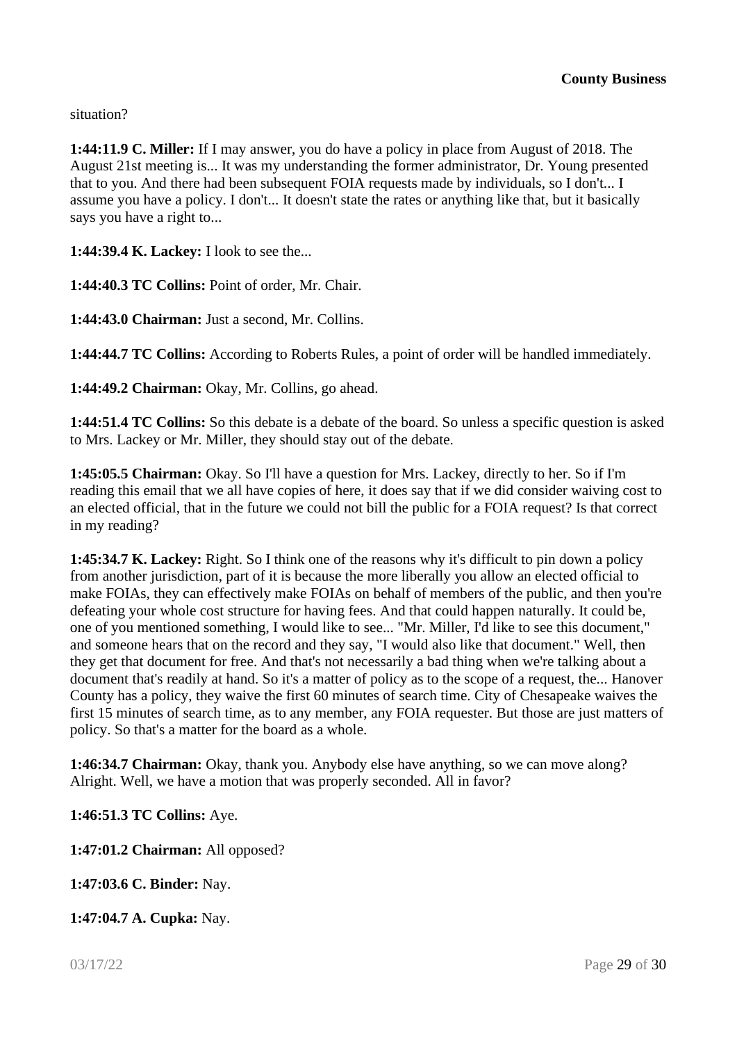situation?

**1:44:11.9 C. Miller:** If I may answer, you do have a policy in place from August of 2018. The August 21st meeting is... It was my understanding the former administrator, Dr. Young presented that to you. And there had been subsequent FOIA requests made by individuals, so I don't... I assume you have a policy. I don't... It doesn't state the rates or anything like that, but it basically says you have a right to...

**1:44:39.4 K. Lackey:** I look to see the...

**1:44:40.3 TC Collins:** Point of order, Mr. Chair.

**1:44:43.0 Chairman:** Just a second, Mr. Collins.

**1:44:44.7 TC Collins:** According to Roberts Rules, a point of order will be handled immediately.

**1:44:49.2 Chairman:** Okay, Mr. Collins, go ahead.

**1:44:51.4 TC Collins:** So this debate is a debate of the board. So unless a specific question is asked to Mrs. Lackey or Mr. Miller, they should stay out of the debate.

**1:45:05.5 Chairman:** Okay. So I'll have a question for Mrs. Lackey, directly to her. So if I'm reading this email that we all have copies of here, it does say that if we did consider waiving cost to an elected official, that in the future we could not bill the public for a FOIA request? Is that correct in my reading?

**1:45:34.7 K. Lackey:** Right. So I think one of the reasons why it's difficult to pin down a policy from another jurisdiction, part of it is because the more liberally you allow an elected official to make FOIAs, they can effectively make FOIAs on behalf of members of the public, and then you're defeating your whole cost structure for having fees. And that could happen naturally. It could be, one of you mentioned something, I would like to see... "Mr. Miller, I'd like to see this document," and someone hears that on the record and they say, "I would also like that document." Well, then they get that document for free. And that's not necessarily a bad thing when we're talking about a document that's readily at hand. So it's a matter of policy as to the scope of a request, the... Hanover County has a policy, they waive the first 60 minutes of search time. City of Chesapeake waives the first 15 minutes of search time, as to any member, any FOIA requester. But those are just matters of policy. So that's a matter for the board as a whole.

**1:46:34.7 Chairman:** Okay, thank you. Anybody else have anything, so we can move along? Alright. Well, we have a motion that was properly seconded. All in favor?

**1:46:51.3 TC Collins:** Aye.

**1:47:01.2 Chairman:** All opposed?

**1:47:03.6 C. Binder:** Nay.

**1:47:04.7 A. Cupka:** Nay.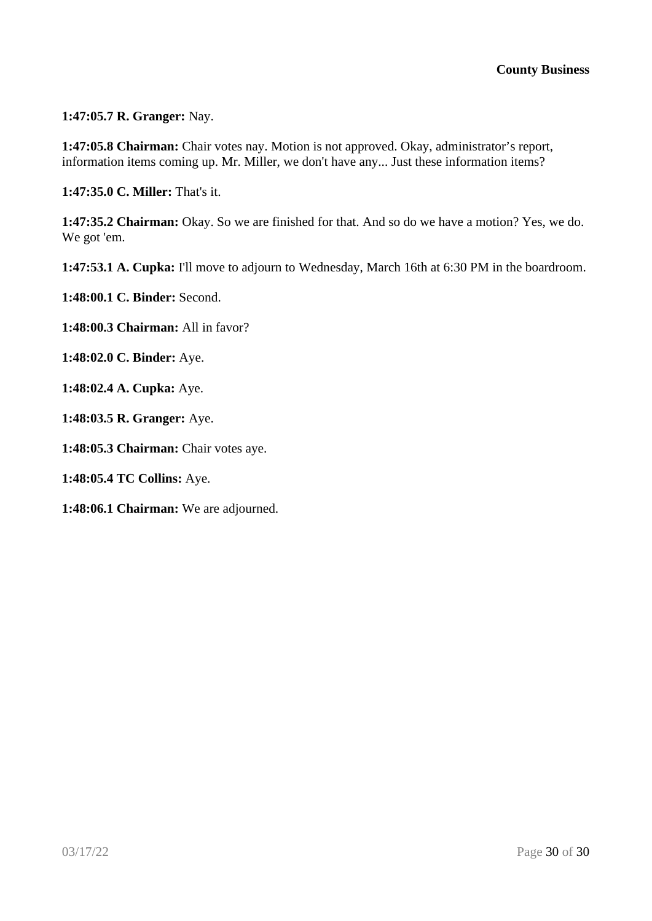**1:47:05.7 R. Granger:** Nay.

**1:47:05.8 Chairman:** Chair votes nay. Motion is not approved. Okay, administrator's report, information items coming up. Mr. Miller, we don't have any... Just these information items?

**1:47:35.0 C. Miller:** That's it.

**1:47:35.2 Chairman:** Okay. So we are finished for that. And so do we have a motion? Yes, we do. We got 'em.

**1:47:53.1 A. Cupka:** I'll move to adjourn to Wednesday, March 16th at 6:30 PM in the boardroom.

**1:48:00.1 C. Binder:** Second.

**1:48:00.3 Chairman:** All in favor?

**1:48:02.0 C. Binder:** Aye.

**1:48:02.4 A. Cupka:** Aye.

**1:48:03.5 R. Granger:** Aye.

**1:48:05.3 Chairman:** Chair votes aye.

**1:48:05.4 TC Collins:** Aye.

**1:48:06.1 Chairman:** We are adjourned.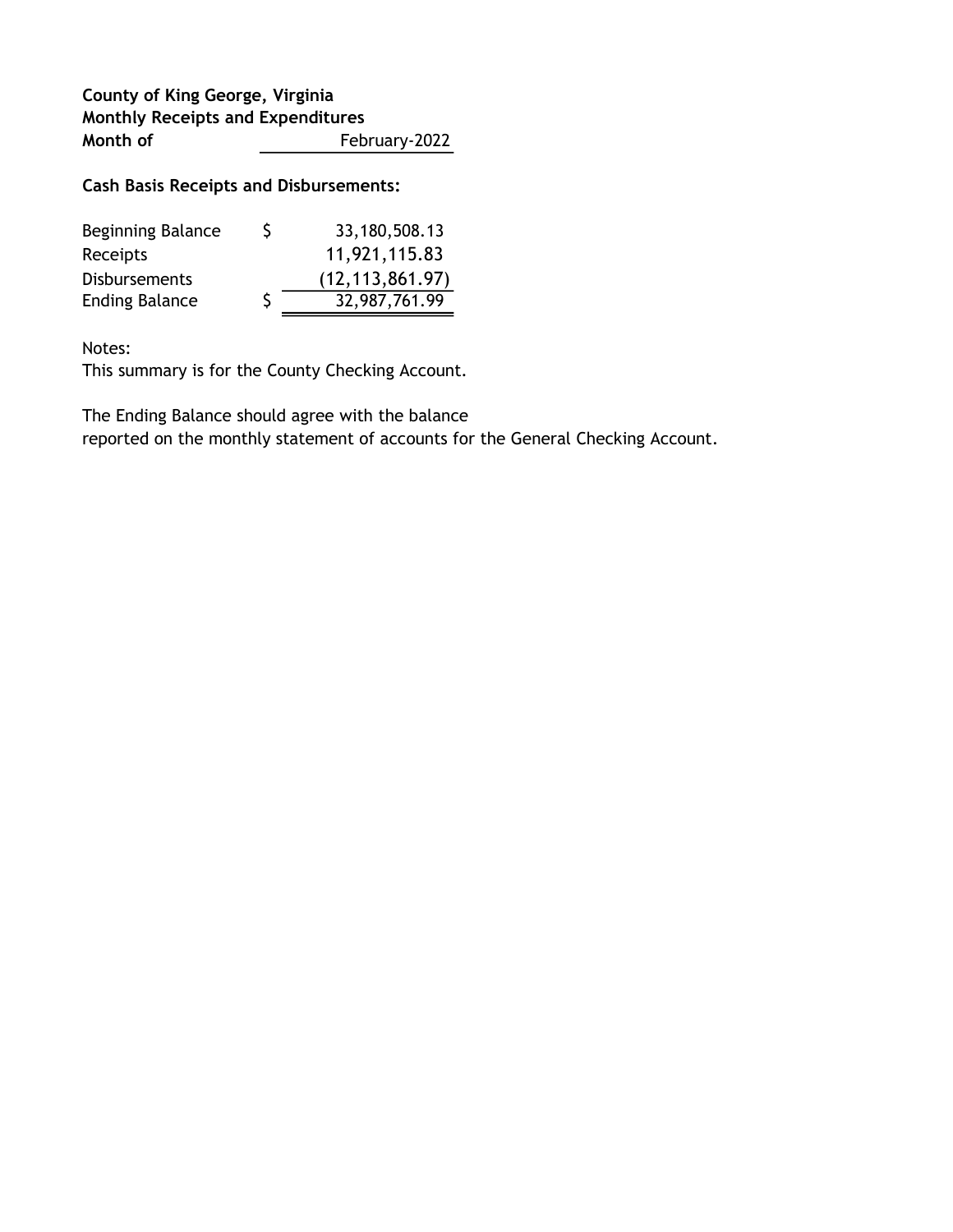**County of King George, Virginia**
**Monthly Receipts and Expenditures**
**Month of** February-2022

**Cash Basis Receipts and Disbursements:**

| | | |
|---|---|---|
| Beginning Balance | $ | 33,180,508.13 |
| Receipts | | 11,921,115.83 |
| Disbursements | | (12,113,861.97) |
| Ending Balance | $ | 32,987,761.99 |

Notes:
This summary is for the County Checking Account.

The Ending Balance should agree with the balance
reported on the monthly statement of accounts for the General Checking Account.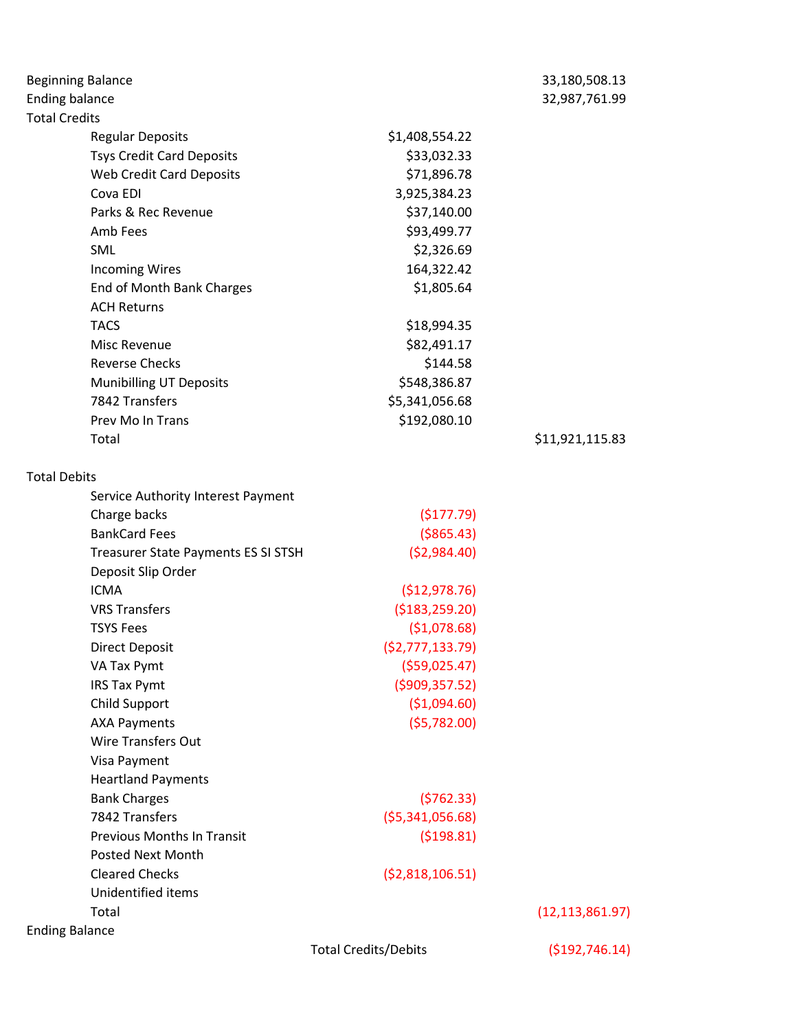| | | |
|---|---|---|
| Beginning Balance | | 33,180,508.13 |
| Ending balance | | 32,987,761.99 |
| Total Credits | | |
| Regular Deposits | $1,408,554.22 | |
| Tsys Credit Card Deposits | $33,032.33 | |
| Web Credit Card Deposits | $71,896.78 | |
| Cova EDI | 3,925,384.23 | |
| Parks & Rec Revenue | $37,140.00 | |
| Amb Fees | $93,499.77 | |
| SML | $2,326.69 | |
| Incoming Wires | 164,322.42 | |
| End of Month Bank Charges | $1,805.64 | |
| ACH Returns | | |
| TACS | $18,994.35 | |
| Misc Revenue | $82,491.17 | |
| Reverse Checks | $144.58 | |
| Munibilling UT Deposits | $548,386.87 | |
| 7842 Transfers | $5,341,056.68 | |
| Prev Mo In Trans | $192,080.10 | |
| Total | | $11,921,115.83 |
| | | |
| Total Debits | | |
| Service Authority Interest Payment | | |
| Charge backs | ($177.79) | |
| BankCard Fees | ($865.43) | |
| Treasurer State Payments ES SI STSH | ($2,984.40) | |
| Deposit Slip Order | | |
| ICMA | ($12,978.76) | |
| VRS Transfers | ($183,259.20) | |
| TSYS Fees | ($1,078.68) | |
| Direct Deposit | ($2,777,133.79) | |
| VA Tax Pymt | ($59,025.47) | |
| IRS Tax Pymt | ($909,357.52) | |
| Child Support | ($1,094.60) | |
| AXA Payments | ($5,782.00) | |
| Wire Transfers Out | | |
| Visa Payment | | |
| Heartland Payments | | |
| Bank Charges | ($762.33) | |
| 7842 Transfers | ($5,341,056.68) | |
| Previous Months In Transit | ($198.81) | |
| Posted Next Month | | |
| Cleared Checks | ($2,818,106.51) | |
| Unidentified items | | |
| Total | | (12,113,861.97) |
| Ending Balance | | |
| | Total Credits/Debits | ($192,746.14) |